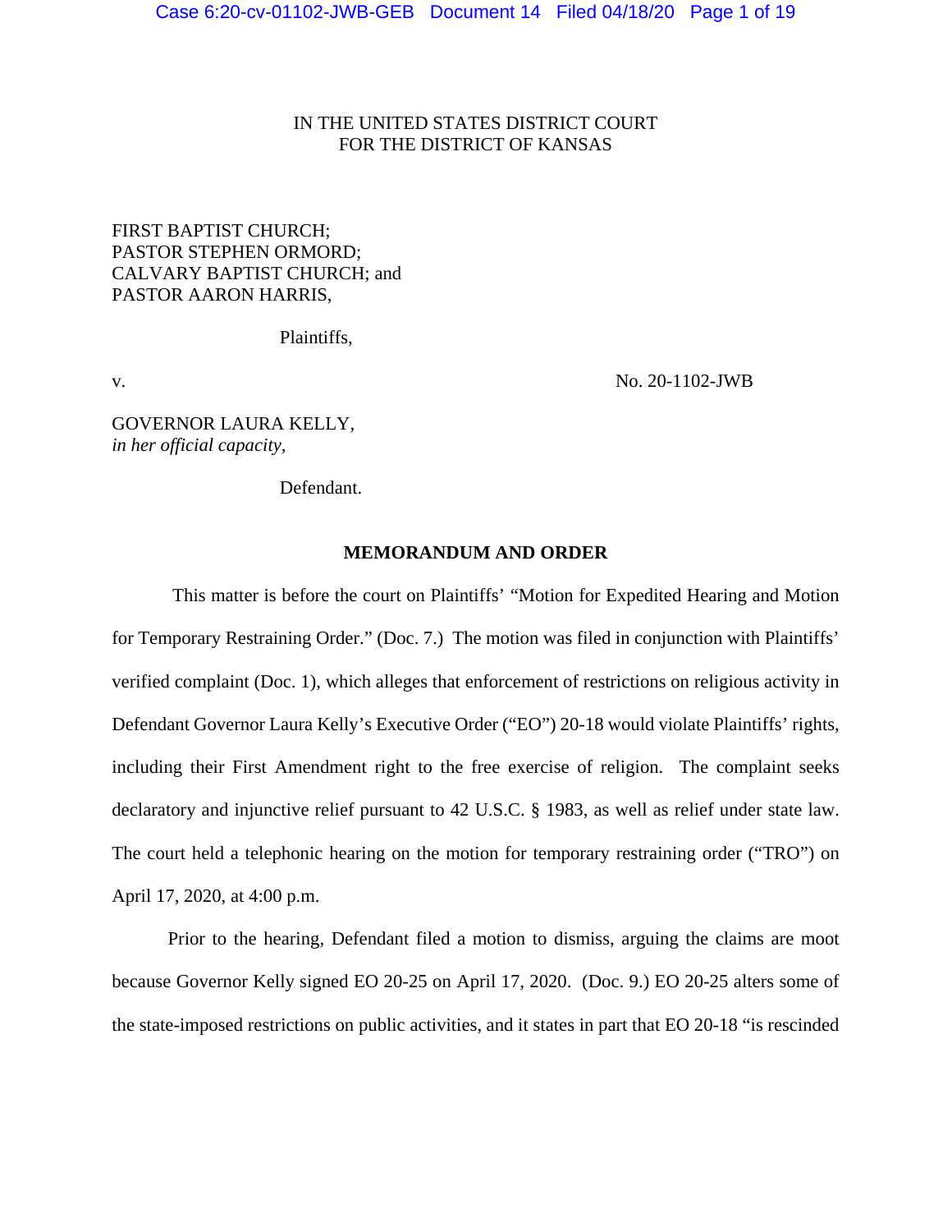IN THE UNITED STATES DISTRICT COURT
FOR THE DISTRICT OF KANSAS

FIRST BAPTIST CHURCH;
PASTOR STEPHEN ORMORD;
CALVARY BAPTIST CHURCH; and
PASTOR AARON HARRIS,

Plaintiffs,

v. No. 20-1102-JWB

GOVERNOR LAURA KELLY,
*in her official capacity*,

Defendant.

## MEMORANDUM AND ORDER

This matter is before the court on Plaintiffs' "Motion for Expedited Hearing and Motion for Temporary Restraining Order." (Doc. 7.) The motion was filed in conjunction with Plaintiffs' verified complaint (Doc. 1), which alleges that enforcement of restrictions on religious activity in Defendant Governor Laura Kelly's Executive Order ("EO") 20-18 would violate Plaintiffs' rights, including their First Amendment right to the free exercise of religion. The complaint seeks declaratory and injunctive relief pursuant to 42 U.S.C. § 1983, as well as relief under state law. The court held a telephonic hearing on the motion for temporary restraining order ("TRO") on April 17, 2020, at 4:00 p.m.

Prior to the hearing, Defendant filed a motion to dismiss, arguing the claims are moot because Governor Kelly signed EO 20-25 on April 17, 2020. (Doc. 9.) EO 20-25 alters some of the state-imposed restrictions on public activities, and it states in part that EO 20-18 "is rescinded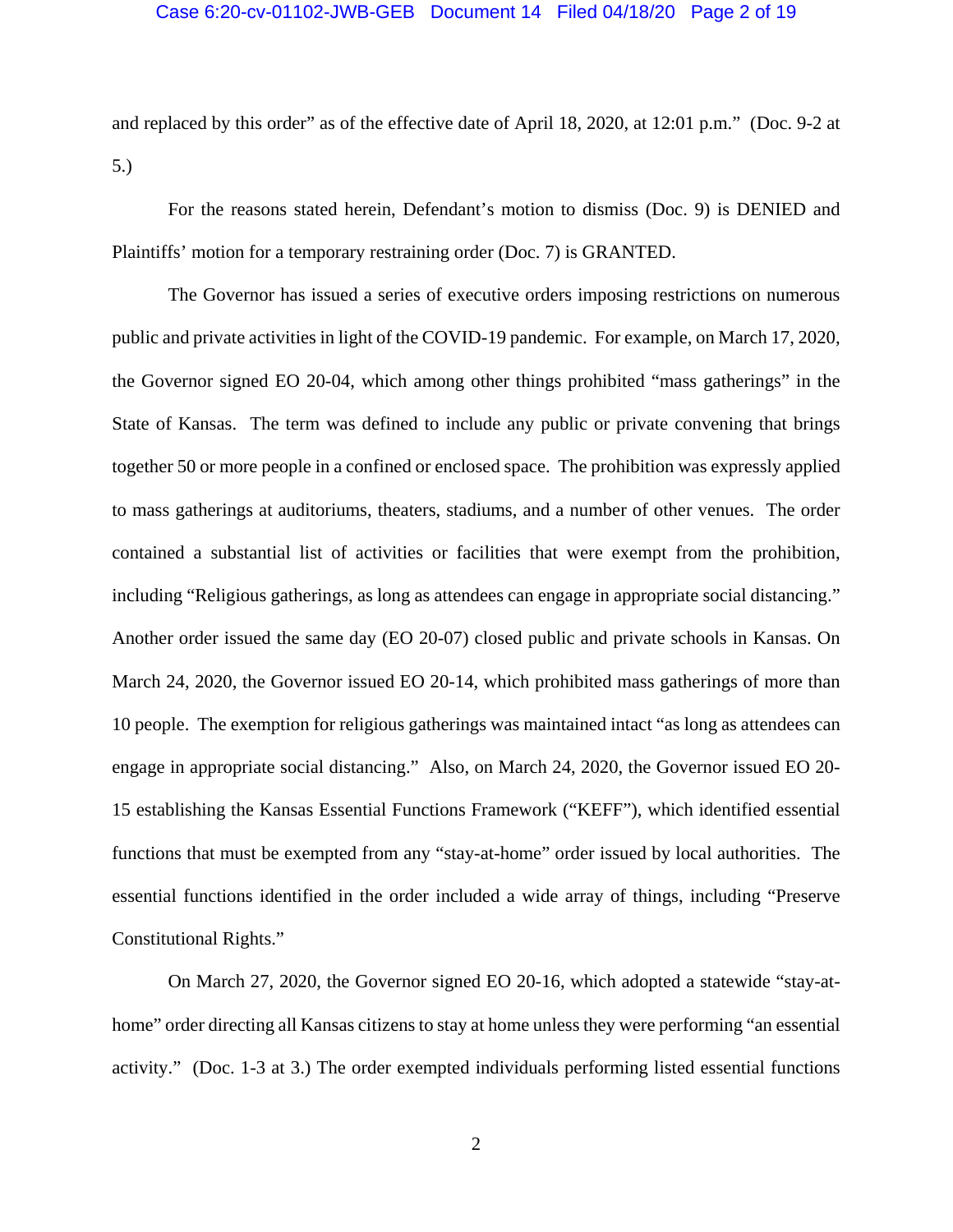and replaced by this order" as of the effective date of April 18, 2020, at 12:01 p.m." (Doc. 9-2 at 5.)

For the reasons stated herein, Defendant's motion to dismiss (Doc. 9) is DENIED and Plaintiffs' motion for a temporary restraining order (Doc. 7) is GRANTED.

The Governor has issued a series of executive orders imposing restrictions on numerous public and private activities in light of the COVID-19 pandemic. For example, on March 17, 2020, the Governor signed EO 20-04, which among other things prohibited "mass gatherings" in the State of Kansas. The term was defined to include any public or private convening that brings together 50 or more people in a confined or enclosed space. The prohibition was expressly applied to mass gatherings at auditoriums, theaters, stadiums, and a number of other venues. The order contained a substantial list of activities or facilities that were exempt from the prohibition, including "Religious gatherings, as long as attendees can engage in appropriate social distancing." Another order issued the same day (EO 20-07) closed public and private schools in Kansas. On March 24, 2020, the Governor issued EO 20-14, which prohibited mass gatherings of more than 10 people. The exemption for religious gatherings was maintained intact "as long as attendees can engage in appropriate social distancing." Also, on March 24, 2020, the Governor issued EO 20-15 establishing the Kansas Essential Functions Framework ("KEFF"), which identified essential functions that must be exempted from any "stay-at-home" order issued by local authorities. The essential functions identified in the order included a wide array of things, including "Preserve Constitutional Rights."

On March 27, 2020, the Governor signed EO 20-16, which adopted a statewide "stay-at-home" order directing all Kansas citizens to stay at home unless they were performing "an essential activity." (Doc. 1-3 at 3.) The order exempted individuals performing listed essential functions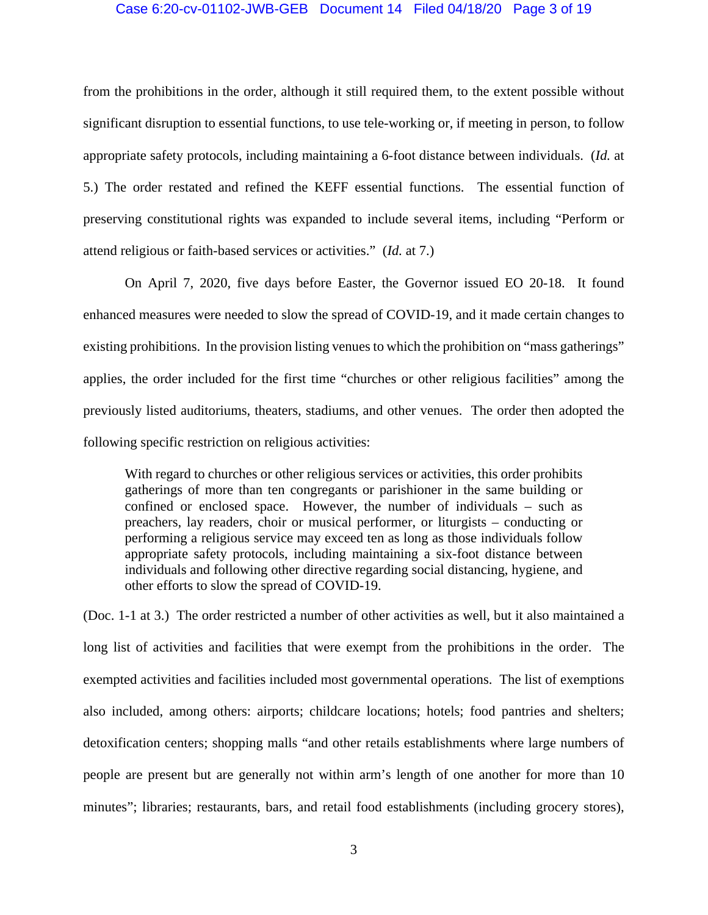from the prohibitions in the order, although it still required them, to the extent possible without significant disruption to essential functions, to use tele-working or, if meeting in person, to follow appropriate safety protocols, including maintaining a 6-foot distance between individuals. (*Id.* at 5.) The order restated and refined the KEFF essential functions. The essential function of preserving constitutional rights was expanded to include several items, including "Perform or attend religious or faith-based services or activities." (*Id.* at 7.)

On April 7, 2020, five days before Easter, the Governor issued EO 20-18. It found enhanced measures were needed to slow the spread of COVID-19, and it made certain changes to existing prohibitions. In the provision listing venues to which the prohibition on "mass gatherings" applies, the order included for the first time "churches or other religious facilities" among the previously listed auditoriums, theaters, stadiums, and other venues. The order then adopted the following specific restriction on religious activities:

> With regard to churches or other religious services or activities, this order prohibits gatherings of more than ten congregants or parishioner in the same building or confined or enclosed space. However, the number of individuals – such as preachers, lay readers, choir or musical performer, or liturgists – conducting or performing a religious service may exceed ten as long as those individuals follow appropriate safety protocols, including maintaining a six-foot distance between individuals and following other directive regarding social distancing, hygiene, and other efforts to slow the spread of COVID-19.

(Doc. 1-1 at 3.) The order restricted a number of other activities as well, but it also maintained a long list of activities and facilities that were exempt from the prohibitions in the order. The exempted activities and facilities included most governmental operations. The list of exemptions also included, among others: airports; childcare locations; hotels; food pantries and shelters; detoxification centers; shopping malls "and other retails establishments where large numbers of people are present but are generally not within arm's length of one another for more than 10 minutes"; libraries; restaurants, bars, and retail food establishments (including grocery stores),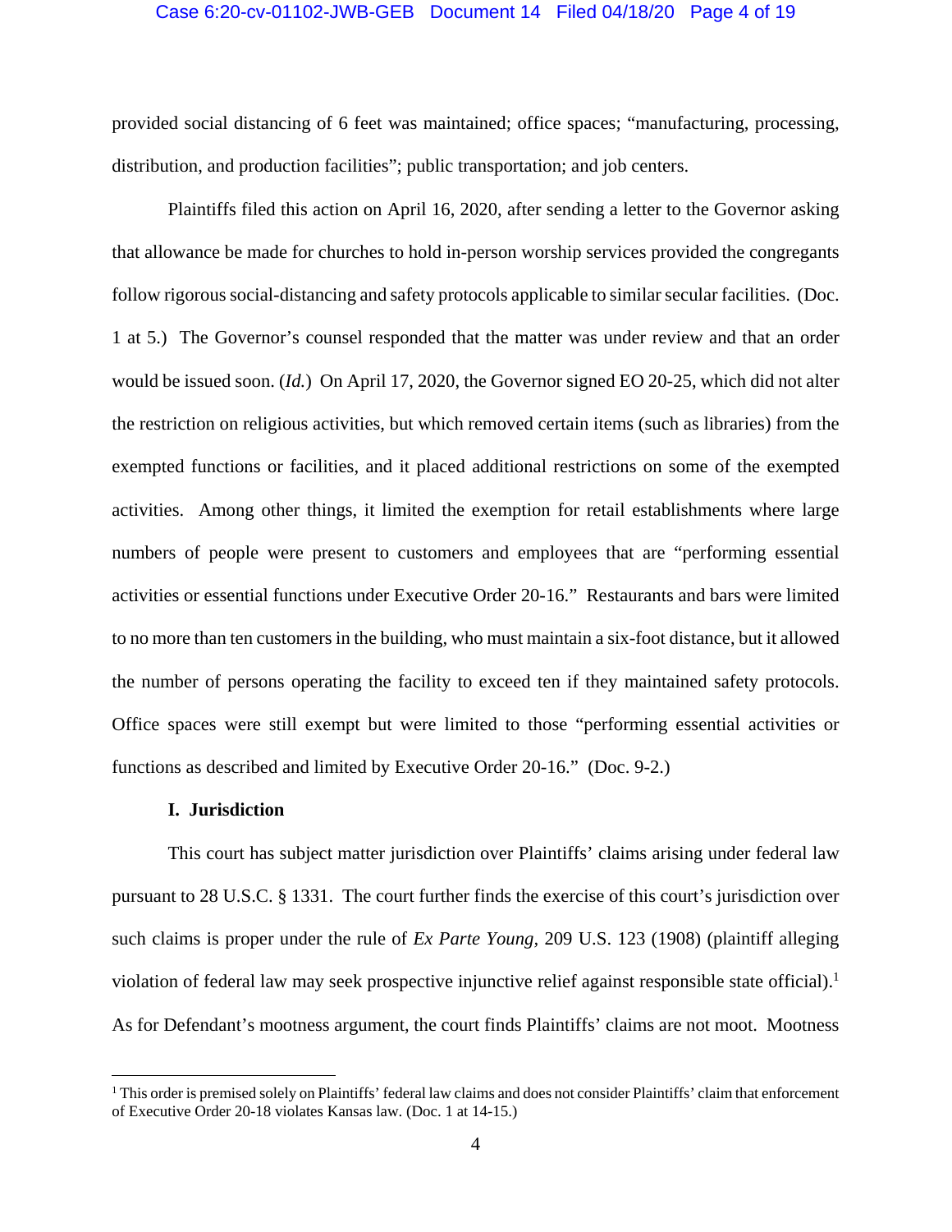provided social distancing of 6 feet was maintained; office spaces; "manufacturing, processing, distribution, and production facilities"; public transportation; and job centers.

Plaintiffs filed this action on April 16, 2020, after sending a letter to the Governor asking that allowance be made for churches to hold in-person worship services provided the congregants follow rigorous social-distancing and safety protocols applicable to similar secular facilities. (Doc. 1 at 5.) The Governor's counsel responded that the matter was under review and that an order would be issued soon. (*Id.*) On April 17, 2020, the Governor signed EO 20-25, which did not alter the restriction on religious activities, but which removed certain items (such as libraries) from the exempted functions or facilities, and it placed additional restrictions on some of the exempted activities. Among other things, it limited the exemption for retail establishments where large numbers of people were present to customers and employees that are "performing essential activities or essential functions under Executive Order 20-16." Restaurants and bars were limited to no more than ten customers in the building, who must maintain a six-foot distance, but it allowed the number of persons operating the facility to exceed ten if they maintained safety protocols. Office spaces were still exempt but were limited to those "performing essential activities or functions as described and limited by Executive Order 20-16." (Doc. 9-2.)

### I. Jurisdiction

This court has subject matter jurisdiction over Plaintiffs' claims arising under federal law pursuant to 28 U.S.C. § 1331. The court further finds the exercise of this court's jurisdiction over such claims is proper under the rule of *Ex Parte Young*, 209 U.S. 123 (1908) (plaintiff alleging violation of federal law may seek prospective injunctive relief against responsible state official).[1] As for Defendant's mootness argument, the court finds Plaintiffs' claims are not moot. Mootness

[1] This order is premised solely on Plaintiffs' federal law claims and does not consider Plaintiffs' claim that enforcement of Executive Order 20-18 violates Kansas law. (Doc. 1 at 14-15.)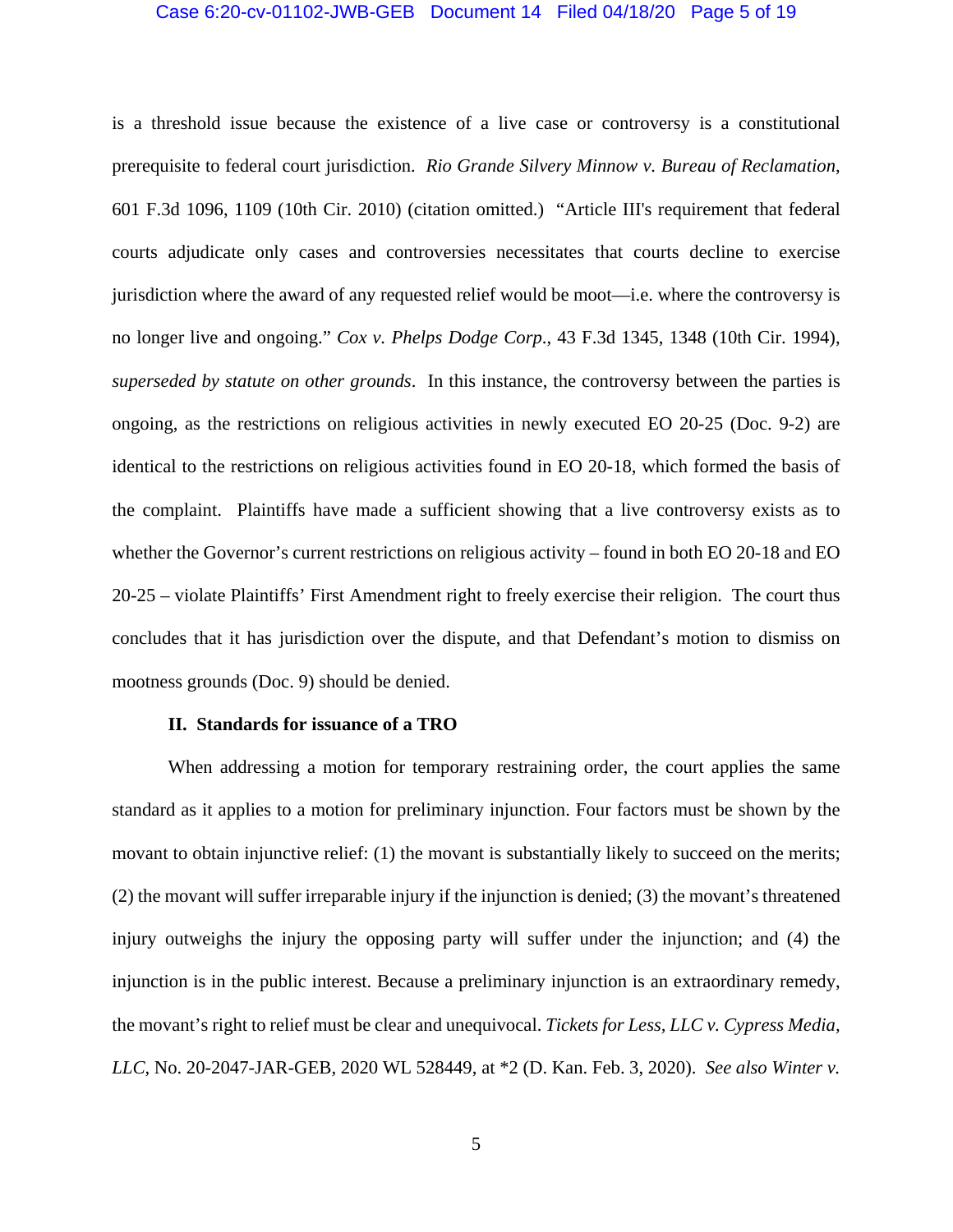is a threshold issue because the existence of a live case or controversy is a constitutional prerequisite to federal court jurisdiction. *Rio Grande Silvery Minnow v. Bureau of Reclamation*, 601 F.3d 1096, 1109 (10th Cir. 2010) (citation omitted.) "Article III's requirement that federal courts adjudicate only cases and controversies necessitates that courts decline to exercise jurisdiction where the award of any requested relief would be moot—i.e. where the controversy is no longer live and ongoing." *Cox v. Phelps Dodge Corp.*, 43 F.3d 1345, 1348 (10th Cir. 1994), *superseded by statute on other grounds*. In this instance, the controversy between the parties is ongoing, as the restrictions on religious activities in newly executed EO 20-25 (Doc. 9-2) are identical to the restrictions on religious activities found in EO 20-18, which formed the basis of the complaint. Plaintiffs have made a sufficient showing that a live controversy exists as to whether the Governor's current restrictions on religious activity – found in both EO 20-18 and EO 20-25 – violate Plaintiffs' First Amendment right to freely exercise their religion. The court thus concludes that it has jurisdiction over the dispute, and that Defendant's motion to dismiss on mootness grounds (Doc. 9) should be denied.

## II. Standards for issuance of a TRO

When addressing a motion for temporary restraining order, the court applies the same standard as it applies to a motion for preliminary injunction. Four factors must be shown by the movant to obtain injunctive relief: (1) the movant is substantially likely to succeed on the merits; (2) the movant will suffer irreparable injury if the injunction is denied; (3) the movant's threatened injury outweighs the injury the opposing party will suffer under the injunction; and (4) the injunction is in the public interest. Because a preliminary injunction is an extraordinary remedy, the movant's right to relief must be clear and unequivocal. *Tickets for Less, LLC v. Cypress Media, LLC*, No. 20-2047-JAR-GEB, 2020 WL 528449, at *2 (D. Kan. Feb. 3, 2020). *See also Winter v.*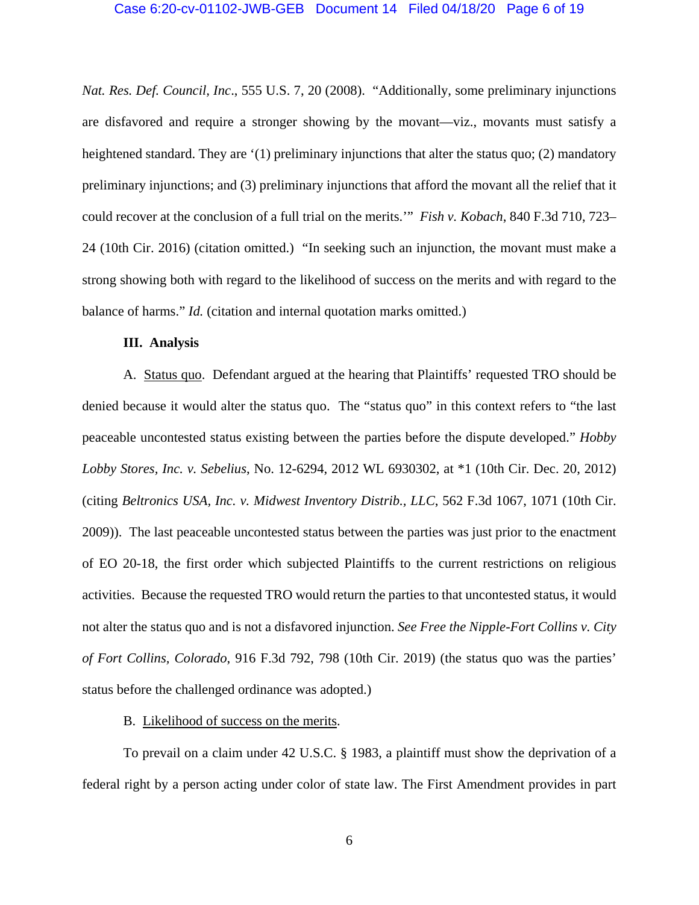*Nat. Res. Def. Council, Inc*., 555 U.S. 7, 20 (2008). "Additionally, some preliminary injunctions are disfavored and require a stronger showing by the movant—viz., movants must satisfy a heightened standard. They are '(1) preliminary injunctions that alter the status quo; (2) mandatory preliminary injunctions; and (3) preliminary injunctions that afford the movant all the relief that it could recover at the conclusion of a full trial on the merits.'" *Fish v. Kobach*, 840 F.3d 710, 723–24 (10th Cir. 2016) (citation omitted.) "In seeking such an injunction, the movant must make a strong showing both with regard to the likelihood of success on the merits and with regard to the balance of harms." *Id.* (citation and internal quotation marks omitted.)

**III. Analysis**

A. Status quo. Defendant argued at the hearing that Plaintiffs' requested TRO should be denied because it would alter the status quo. The "status quo" in this context refers to "the last peaceable uncontested status existing between the parties before the dispute developed." *Hobby Lobby Stores, Inc. v. Sebelius*, No. 12-6294, 2012 WL 6930302, at *1 (10th Cir. Dec. 20, 2012) (citing *Beltronics USA, Inc. v. Midwest Inventory Distrib., LLC*, 562 F.3d 1067, 1071 (10th Cir. 2009)). The last peaceable uncontested status between the parties was just prior to the enactment of EO 20-18, the first order which subjected Plaintiffs to the current restrictions on religious activities. Because the requested TRO would return the parties to that uncontested status, it would not alter the status quo and is not a disfavored injunction. *See Free the Nipple-Fort Collins v. City of Fort Collins, Colorado*, 916 F.3d 792, 798 (10th Cir. 2019) (the status quo was the parties' status before the challenged ordinance was adopted.)

B. Likelihood of success on the merits.

To prevail on a claim under 42 U.S.C. § 1983, a plaintiff must show the deprivation of a federal right by a person acting under color of state law. The First Amendment provides in part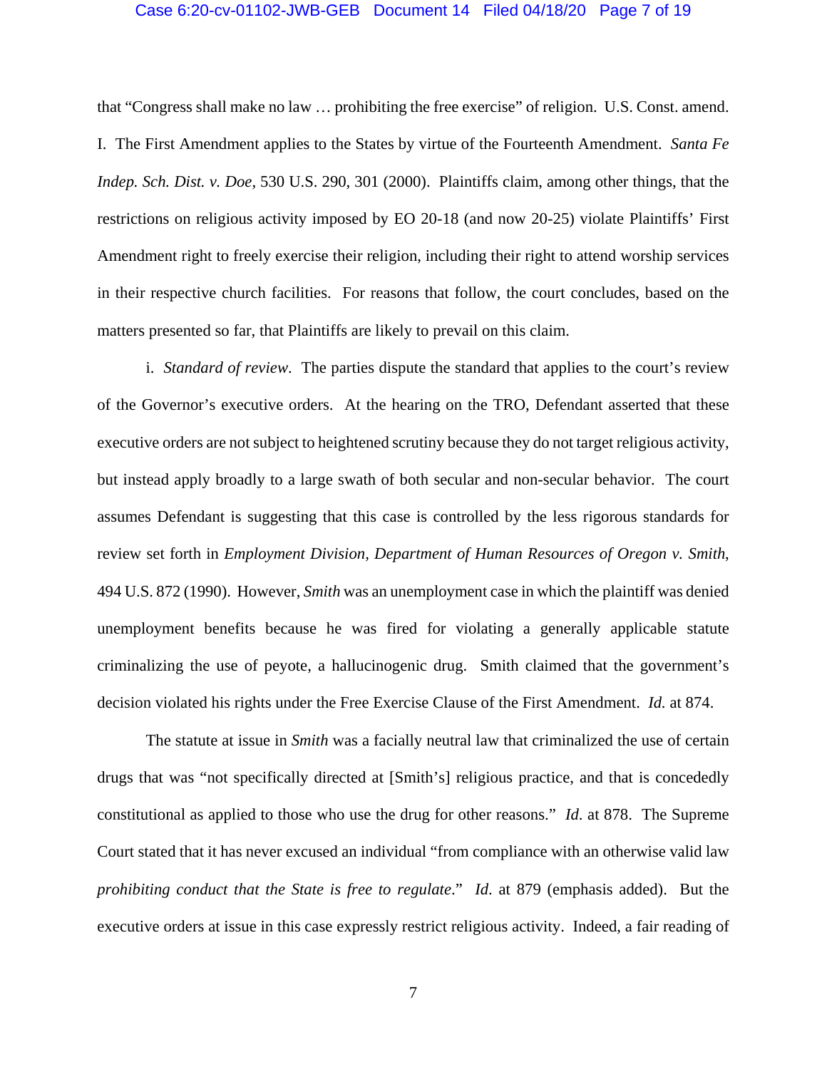that "Congress shall make no law … prohibiting the free exercise" of religion. U.S. Const. amend. I. The First Amendment applies to the States by virtue of the Fourteenth Amendment. *Santa Fe Indep. Sch. Dist. v. Doe*, 530 U.S. 290, 301 (2000). Plaintiffs claim, among other things, that the restrictions on religious activity imposed by EO 20-18 (and now 20-25) violate Plaintiffs' First Amendment right to freely exercise their religion, including their right to attend worship services in their respective church facilities. For reasons that follow, the court concludes, based on the matters presented so far, that Plaintiffs are likely to prevail on this claim.

i. *Standard of review*. The parties dispute the standard that applies to the court's review of the Governor's executive orders. At the hearing on the TRO, Defendant asserted that these executive orders are not subject to heightened scrutiny because they do not target religious activity, but instead apply broadly to a large swath of both secular and non-secular behavior. The court assumes Defendant is suggesting that this case is controlled by the less rigorous standards for review set forth in *Employment Division, Department of Human Resources of Oregon v. Smith*, 494 U.S. 872 (1990). However, *Smith* was an unemployment case in which the plaintiff was denied unemployment benefits because he was fired for violating a generally applicable statute criminalizing the use of peyote, a hallucinogenic drug. Smith claimed that the government's decision violated his rights under the Free Exercise Clause of the First Amendment. *Id.* at 874.

The statute at issue in *Smith* was a facially neutral law that criminalized the use of certain drugs that was "not specifically directed at [Smith's] religious practice, and that is concededly constitutional as applied to those who use the drug for other reasons." *Id.* at 878. The Supreme Court stated that it has never excused an individual "from compliance with an otherwise valid law *prohibiting conduct that the State is free to regulate*." *Id.* at 879 (emphasis added). But the executive orders at issue in this case expressly restrict religious activity. Indeed, a fair reading of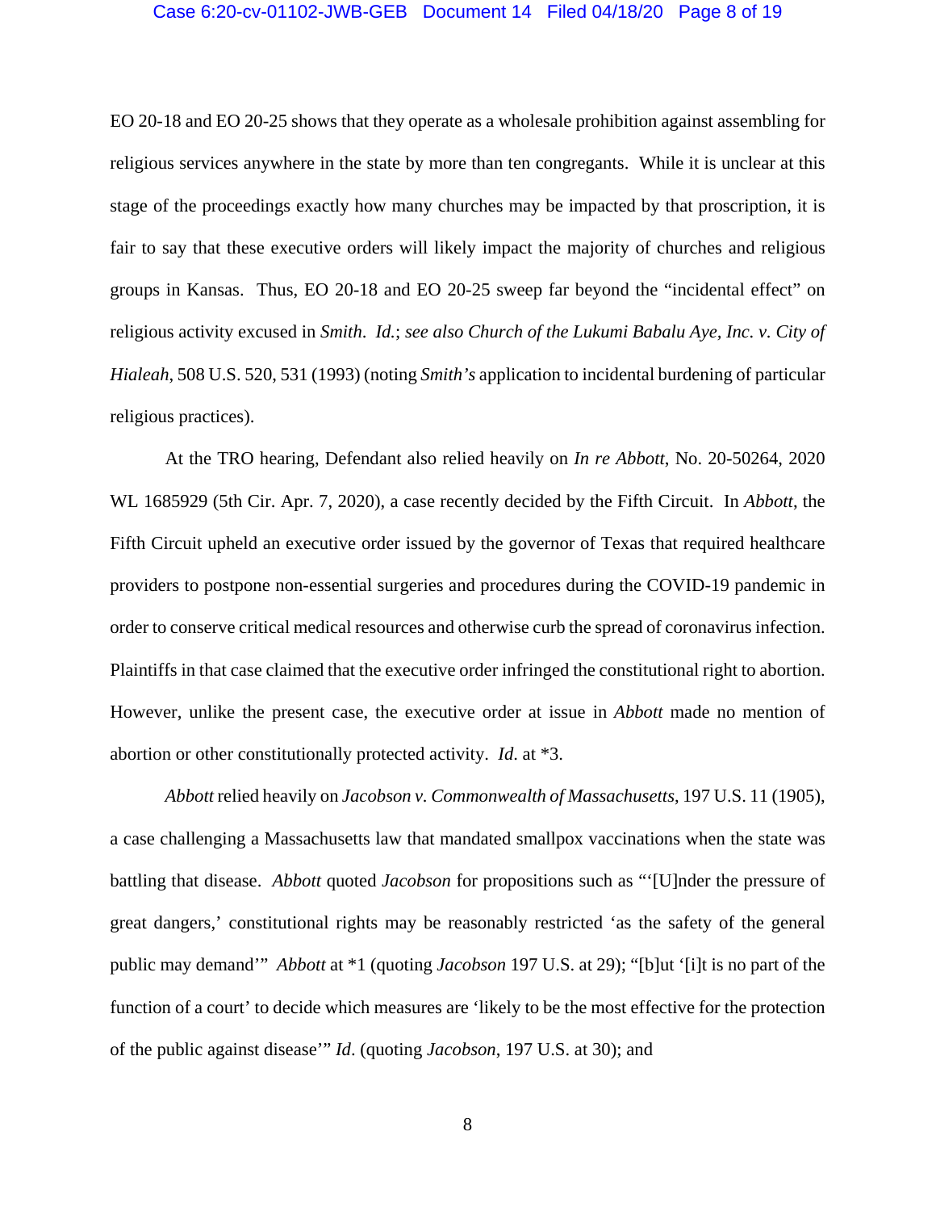EO 20-18 and EO 20-25 shows that they operate as a wholesale prohibition against assembling for religious services anywhere in the state by more than ten congregants. While it is unclear at this stage of the proceedings exactly how many churches may be impacted by that proscription, it is fair to say that these executive orders will likely impact the majority of churches and religious groups in Kansas. Thus, EO 20-18 and EO 20-25 sweep far beyond the "incidental effect" on religious activity excused in *Smith*. *Id.*; *see also Church of the Lukumi Babalu Aye, Inc. v. City of Hialeah*, 508 U.S. 520, 531 (1993) (noting *Smith's* application to incidental burdening of particular religious practices).

At the TRO hearing, Defendant also relied heavily on *In re Abbott*, No. 20-50264, 2020 WL 1685929 (5th Cir. Apr. 7, 2020), a case recently decided by the Fifth Circuit. In *Abbott*, the Fifth Circuit upheld an executive order issued by the governor of Texas that required healthcare providers to postpone non-essential surgeries and procedures during the COVID-19 pandemic in order to conserve critical medical resources and otherwise curb the spread of coronavirus infection. Plaintiffs in that case claimed that the executive order infringed the constitutional right to abortion. However, unlike the present case, the executive order at issue in *Abbott* made no mention of abortion or other constitutionally protected activity. *Id*. at *3.

*Abbott* relied heavily on *Jacobson v. Commonwealth of Massachusetts*, 197 U.S. 11 (1905), a case challenging a Massachusetts law that mandated smallpox vaccinations when the state was battling that disease. *Abbott* quoted *Jacobson* for propositions such as "'[U]nder the pressure of great dangers,' constitutional rights may be reasonably restricted 'as the safety of the general public may demand'" *Abbott* at *1 (quoting *Jacobson* 197 U.S. at 29); "[b]ut '[i]t is no part of the function of a court' to decide which measures are 'likely to be the most effective for the protection of the public against disease'" *Id*. (quoting *Jacobson*, 197 U.S. at 30); and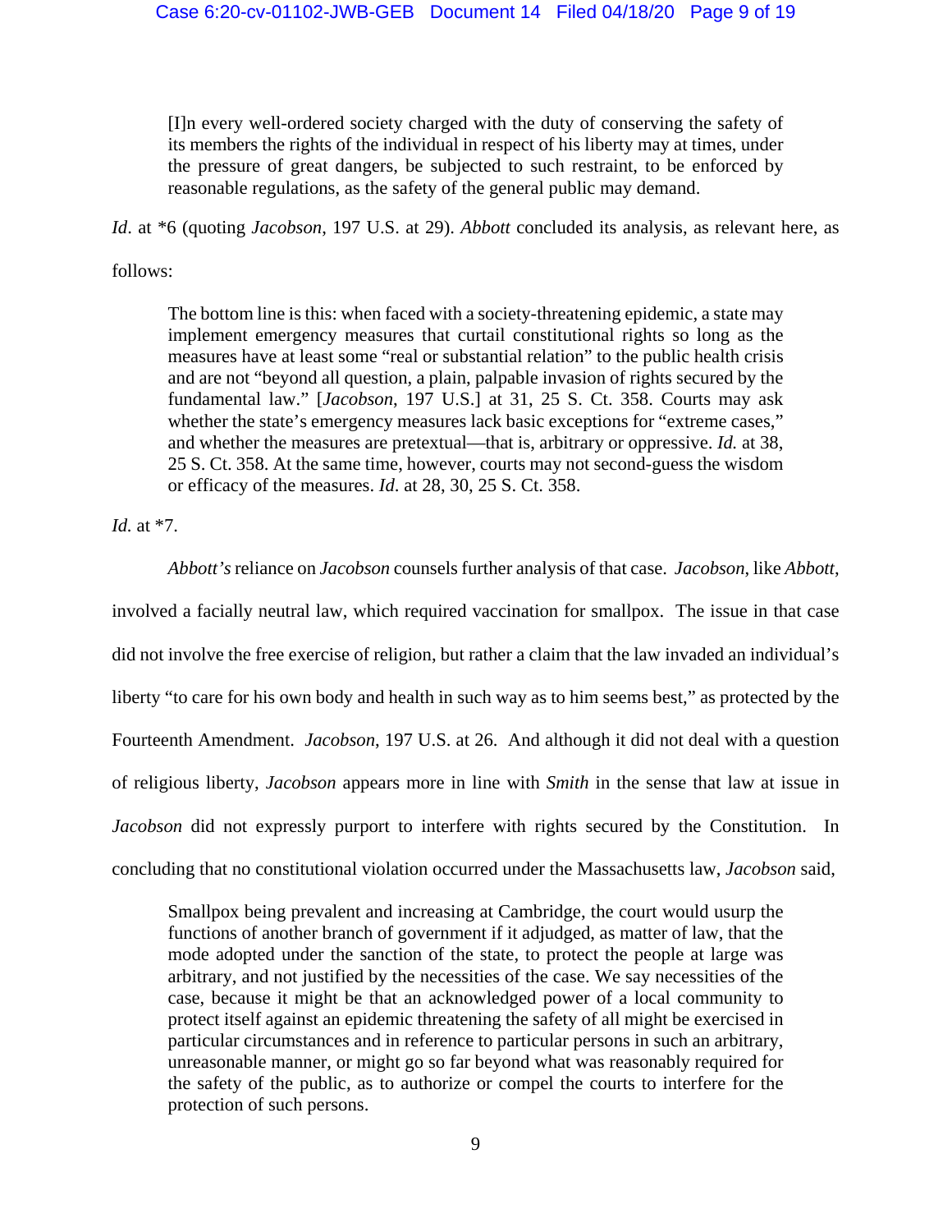> [I]n every well-ordered society charged with the duty of conserving the safety of its members the rights of the individual in respect of his liberty may at times, under the pressure of great dangers, be subjected to such restraint, to be enforced by reasonable regulations, as the safety of the general public may demand.

*Id*. at *6 (quoting *Jacobson*, 197 U.S. at 29). *Abbott* concluded its analysis, as relevant here, as follows:

> The bottom line is this: when faced with a society-threatening epidemic, a state may implement emergency measures that curtail constitutional rights so long as the measures have at least some "real or substantial relation" to the public health crisis and are not "beyond all question, a plain, palpable invasion of rights secured by the fundamental law." [*Jacobson*, 197 U.S.] at 31, 25 S. Ct. 358. Courts may ask whether the state's emergency measures lack basic exceptions for "extreme cases," and whether the measures are pretextual—that is, arbitrary or oppressive. *Id.* at 38, 25 S. Ct. 358. At the same time, however, courts may not second-guess the wisdom or efficacy of the measures. *Id*. at 28, 30, 25 S. Ct. 358.

*Id.* at *7.

*Abbott's* reliance on *Jacobson* counsels further analysis of that case. *Jacobson*, like *Abbott*, involved a facially neutral law, which required vaccination for smallpox. The issue in that case did not involve the free exercise of religion, but rather a claim that the law invaded an individual's liberty "to care for his own body and health in such way as to him seems best," as protected by the Fourteenth Amendment. *Jacobson*, 197 U.S. at 26. And although it did not deal with a question of religious liberty, *Jacobson* appears more in line with *Smith* in the sense that law at issue in *Jacobson* did not expressly purport to interfere with rights secured by the Constitution. In concluding that no constitutional violation occurred under the Massachusetts law, *Jacobson* said,

> Smallpox being prevalent and increasing at Cambridge, the court would usurp the functions of another branch of government if it adjudged, as matter of law, that the mode adopted under the sanction of the state, to protect the people at large was arbitrary, and not justified by the necessities of the case. We say necessities of the case, because it might be that an acknowledged power of a local community to protect itself against an epidemic threatening the safety of all might be exercised in particular circumstances and in reference to particular persons in such an arbitrary, unreasonable manner, or might go so far beyond what was reasonably required for the safety of the public, as to authorize or compel the courts to interfere for the protection of such persons.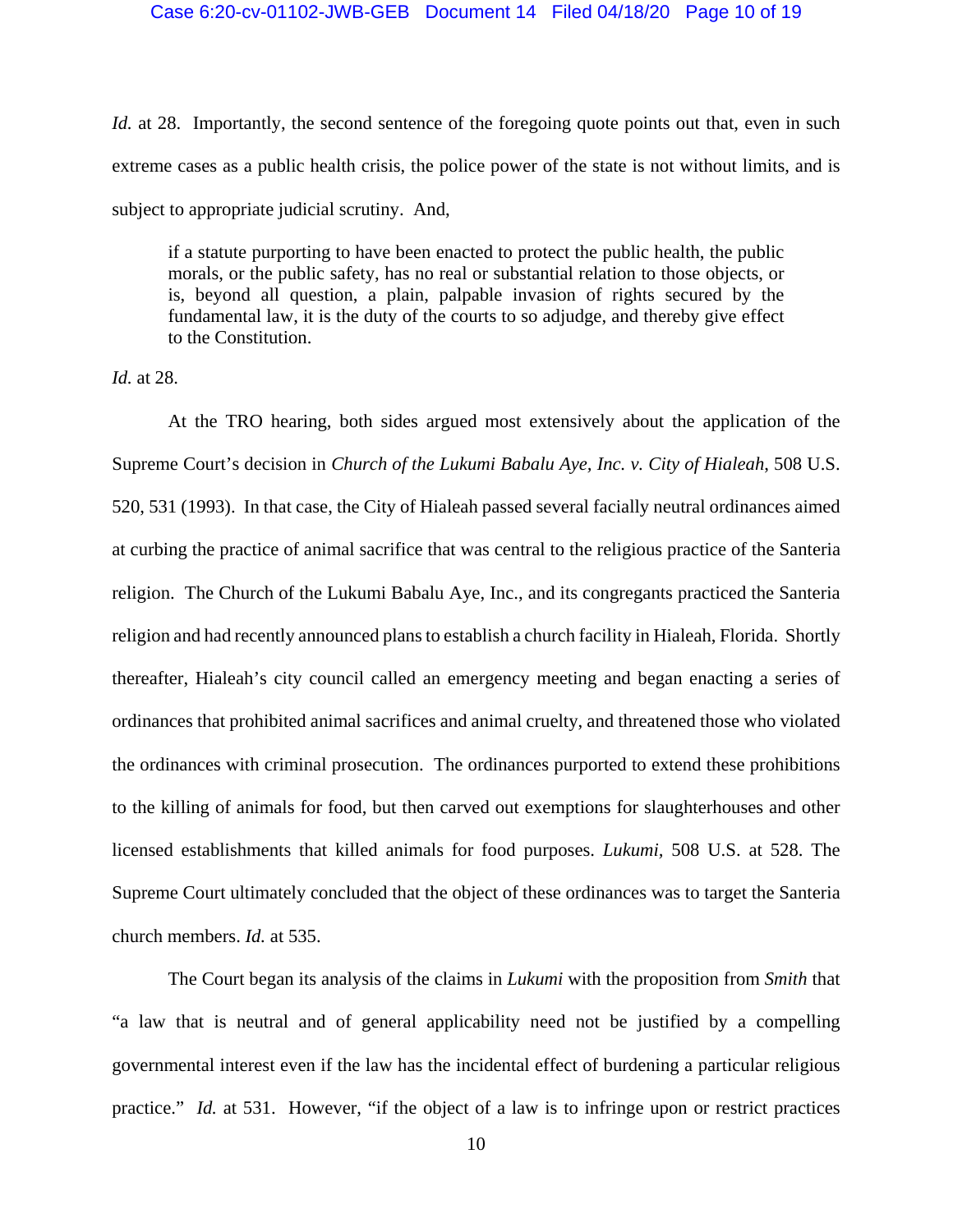*Id.* at 28. Importantly, the second sentence of the foregoing quote points out that, even in such extreme cases as a public health crisis, the police power of the state is not without limits, and is subject to appropriate judicial scrutiny. And,

> if a statute purporting to have been enacted to protect the public health, the public morals, or the public safety, has no real or substantial relation to those objects, or is, beyond all question, a plain, palpable invasion of rights secured by the fundamental law, it is the duty of the courts to so adjudge, and thereby give effect to the Constitution.

*Id.* at 28.

At the TRO hearing, both sides argued most extensively about the application of the Supreme Court's decision in *Church of the Lukumi Babalu Aye, Inc. v. City of Hialeah*, 508 U.S. 520, 531 (1993). In that case, the City of Hialeah passed several facially neutral ordinances aimed at curbing the practice of animal sacrifice that was central to the religious practice of the Santeria religion. The Church of the Lukumi Babalu Aye, Inc., and its congregants practiced the Santeria religion and had recently announced plans to establish a church facility in Hialeah, Florida. Shortly thereafter, Hialeah's city council called an emergency meeting and began enacting a series of ordinances that prohibited animal sacrifices and animal cruelty, and threatened those who violated the ordinances with criminal prosecution. The ordinances purported to extend these prohibitions to the killing of animals for food, but then carved out exemptions for slaughterhouses and other licensed establishments that killed animals for food purposes. *Lukumi*, 508 U.S. at 528. The Supreme Court ultimately concluded that the object of these ordinances was to target the Santeria church members. *Id.* at 535.

The Court began its analysis of the claims in *Lukumi* with the proposition from *Smith* that "a law that is neutral and of general applicability need not be justified by a compelling governmental interest even if the law has the incidental effect of burdening a particular religious practice." *Id.* at 531. However, "if the object of a law is to infringe upon or restrict practices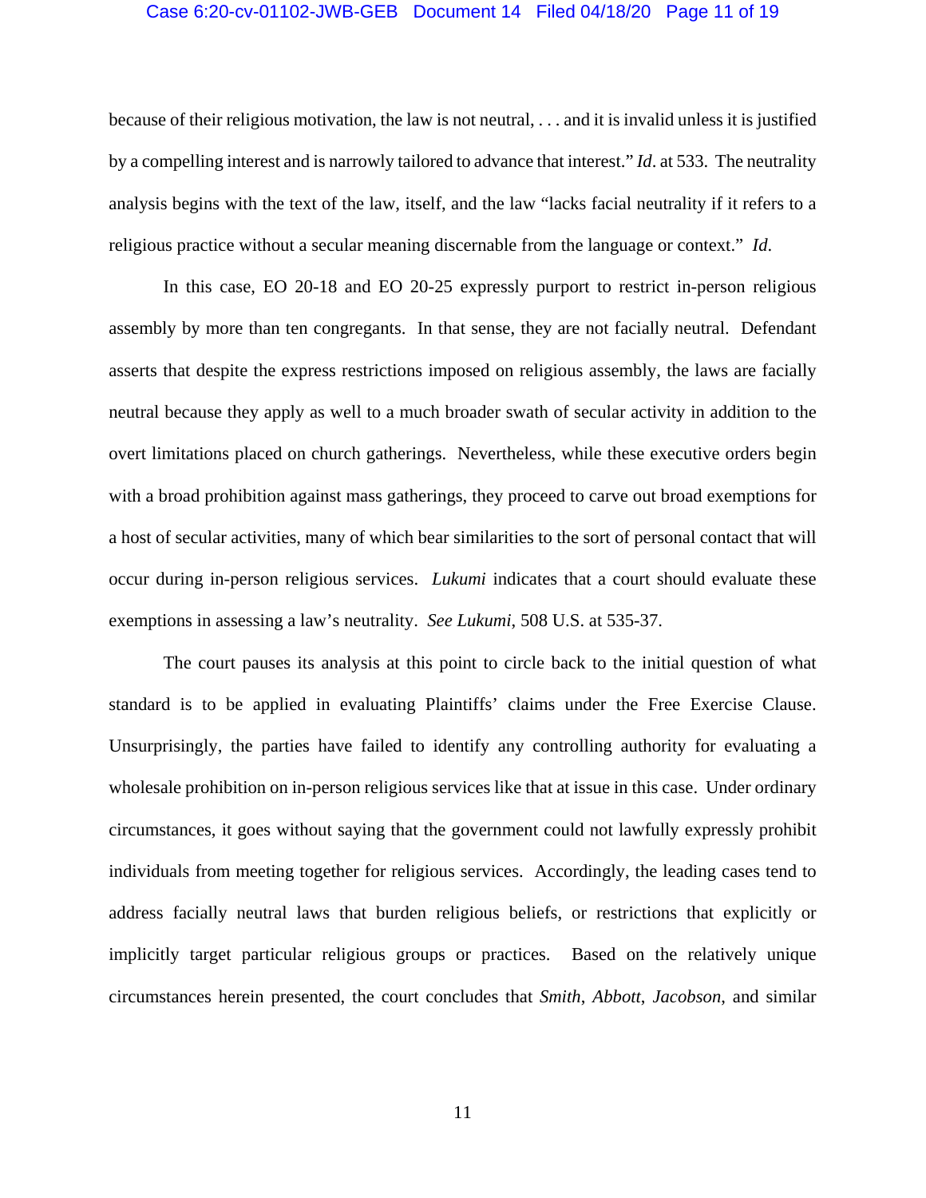because of their religious motivation, the law is not neutral, . . . and it is invalid unless it is justified by a compelling interest and is narrowly tailored to advance that interest." *Id*. at 533. The neutrality analysis begins with the text of the law, itself, and the law "lacks facial neutrality if it refers to a religious practice without a secular meaning discernable from the language or context." *Id*.

In this case, EO 20-18 and EO 20-25 expressly purport to restrict in-person religious assembly by more than ten congregants. In that sense, they are not facially neutral. Defendant asserts that despite the express restrictions imposed on religious assembly, the laws are facially neutral because they apply as well to a much broader swath of secular activity in addition to the overt limitations placed on church gatherings. Nevertheless, while these executive orders begin with a broad prohibition against mass gatherings, they proceed to carve out broad exemptions for a host of secular activities, many of which bear similarities to the sort of personal contact that will occur during in-person religious services. *Lukumi* indicates that a court should evaluate these exemptions in assessing a law's neutrality. *See Lukumi*, 508 U.S. at 535-37.

The court pauses its analysis at this point to circle back to the initial question of what standard is to be applied in evaluating Plaintiffs' claims under the Free Exercise Clause. Unsurprisingly, the parties have failed to identify any controlling authority for evaluating a wholesale prohibition on in-person religious services like that at issue in this case. Under ordinary circumstances, it goes without saying that the government could not lawfully expressly prohibit individuals from meeting together for religious services. Accordingly, the leading cases tend to address facially neutral laws that burden religious beliefs, or restrictions that explicitly or implicitly target particular religious groups or practices. Based on the relatively unique circumstances herein presented, the court concludes that *Smith*, *Abbott*, *Jacobson*, and similar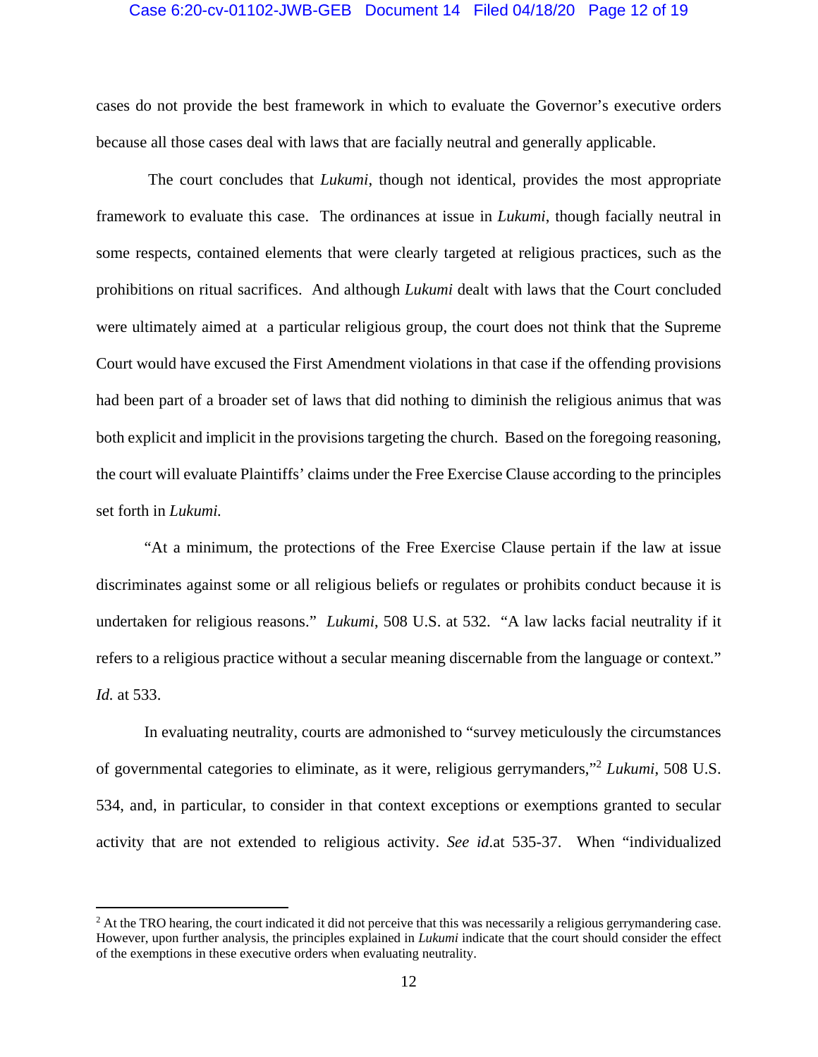cases do not provide the best framework in which to evaluate the Governor's executive orders because all those cases deal with laws that are facially neutral and generally applicable.

The court concludes that *Lukumi*, though not identical, provides the most appropriate framework to evaluate this case. The ordinances at issue in *Lukumi*, though facially neutral in some respects, contained elements that were clearly targeted at religious practices, such as the prohibitions on ritual sacrifices. And although *Lukumi* dealt with laws that the Court concluded were ultimately aimed at a particular religious group, the court does not think that the Supreme Court would have excused the First Amendment violations in that case if the offending provisions had been part of a broader set of laws that did nothing to diminish the religious animus that was both explicit and implicit in the provisions targeting the church. Based on the foregoing reasoning, the court will evaluate Plaintiffs' claims under the Free Exercise Clause according to the principles set forth in *Lukumi.*

"At a minimum, the protections of the Free Exercise Clause pertain if the law at issue discriminates against some or all religious beliefs or regulates or prohibits conduct because it is undertaken for religious reasons." *Lukumi*, 508 U.S. at 532. "A law lacks facial neutrality if it refers to a religious practice without a secular meaning discernable from the language or context." *Id.* at 533.

In evaluating neutrality, courts are admonished to "survey meticulously the circumstances of governmental categories to eliminate, as it were, religious gerrymanders,"[2] *Lukumi*, 508 U.S. 534, and, in particular, to consider in that context exceptions or exemptions granted to secular activity that are not extended to religious activity. *See id*.at 535-37. When "individualized

---

[2] At the TRO hearing, the court indicated it did not perceive that this was necessarily a religious gerrymandering case. However, upon further analysis, the principles explained in *Lukumi* indicate that the court should consider the effect of the exemptions in these executive orders when evaluating neutrality.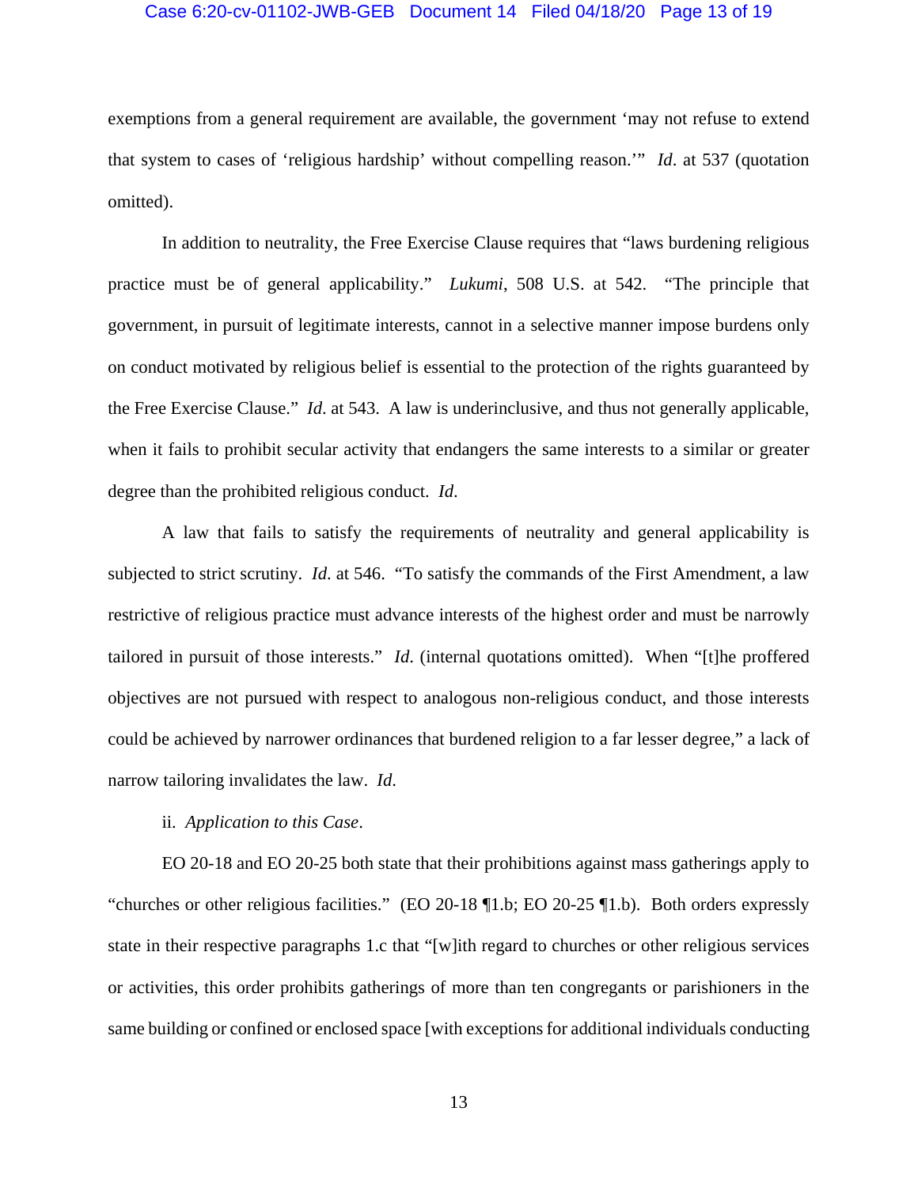exemptions from a general requirement are available, the government 'may not refuse to extend that system to cases of 'religious hardship' without compelling reason.'" *Id*. at 537 (quotation omitted).

In addition to neutrality, the Free Exercise Clause requires that "laws burdening religious practice must be of general applicability." *Lukumi*, 508 U.S. at 542. "The principle that government, in pursuit of legitimate interests, cannot in a selective manner impose burdens only on conduct motivated by religious belief is essential to the protection of the rights guaranteed by the Free Exercise Clause." *Id*. at 543. A law is underinclusive, and thus not generally applicable, when it fails to prohibit secular activity that endangers the same interests to a similar or greater degree than the prohibited religious conduct. *Id*.

A law that fails to satisfy the requirements of neutrality and general applicability is subjected to strict scrutiny. *Id*. at 546. "To satisfy the commands of the First Amendment, a law restrictive of religious practice must advance interests of the highest order and must be narrowly tailored in pursuit of those interests." *Id*. (internal quotations omitted). When "[t]he proffered objectives are not pursued with respect to analogous non-religious conduct, and those interests could be achieved by narrower ordinances that burdened religion to a far lesser degree," a lack of narrow tailoring invalidates the law. *Id*.

ii. *Application to this Case*.

EO 20-18 and EO 20-25 both state that their prohibitions against mass gatherings apply to "churches or other religious facilities." (EO 20-18 ¶1.b; EO 20-25 ¶1.b). Both orders expressly state in their respective paragraphs 1.c that "[w]ith regard to churches or other religious services or activities, this order prohibits gatherings of more than ten congregants or parishioners in the same building or confined or enclosed space [with exceptions for additional individuals conducting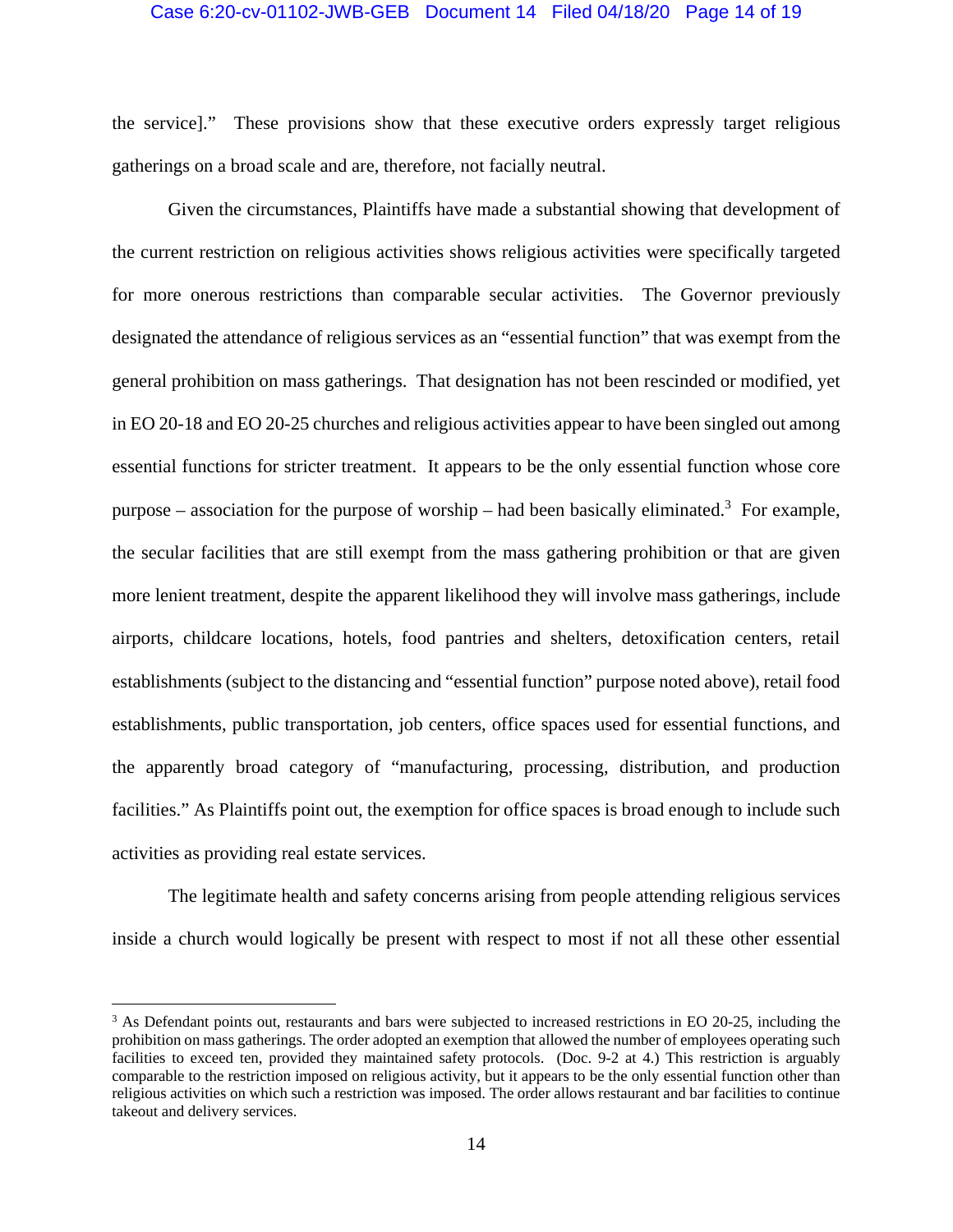the service]." These provisions show that these executive orders expressly target religious gatherings on a broad scale and are, therefore, not facially neutral.

Given the circumstances, Plaintiffs have made a substantial showing that development of the current restriction on religious activities shows religious activities were specifically targeted for more onerous restrictions than comparable secular activities. The Governor previously designated the attendance of religious services as an "essential function" that was exempt from the general prohibition on mass gatherings. That designation has not been rescinded or modified, yet in EO 20-18 and EO 20-25 churches and religious activities appear to have been singled out among essential functions for stricter treatment. It appears to be the only essential function whose core purpose – association for the purpose of worship – had been basically eliminated.[3] For example, the secular facilities that are still exempt from the mass gathering prohibition or that are given more lenient treatment, despite the apparent likelihood they will involve mass gatherings, include airports, childcare locations, hotels, food pantries and shelters, detoxification centers, retail establishments (subject to the distancing and "essential function" purpose noted above), retail food establishments, public transportation, job centers, office spaces used for essential functions, and the apparently broad category of "manufacturing, processing, distribution, and production facilities." As Plaintiffs point out, the exemption for office spaces is broad enough to include such activities as providing real estate services.

The legitimate health and safety concerns arising from people attending religious services inside a church would logically be present with respect to most if not all these other essential

---

[3] As Defendant points out, restaurants and bars were subjected to increased restrictions in EO 20-25, including the prohibition on mass gatherings. The order adopted an exemption that allowed the number of employees operating such facilities to exceed ten, provided they maintained safety protocols. (Doc. 9-2 at 4.) This restriction is arguably comparable to the restriction imposed on religious activity, but it appears to be the only essential function other than religious activities on which such a restriction was imposed. The order allows restaurant and bar facilities to continue takeout and delivery services.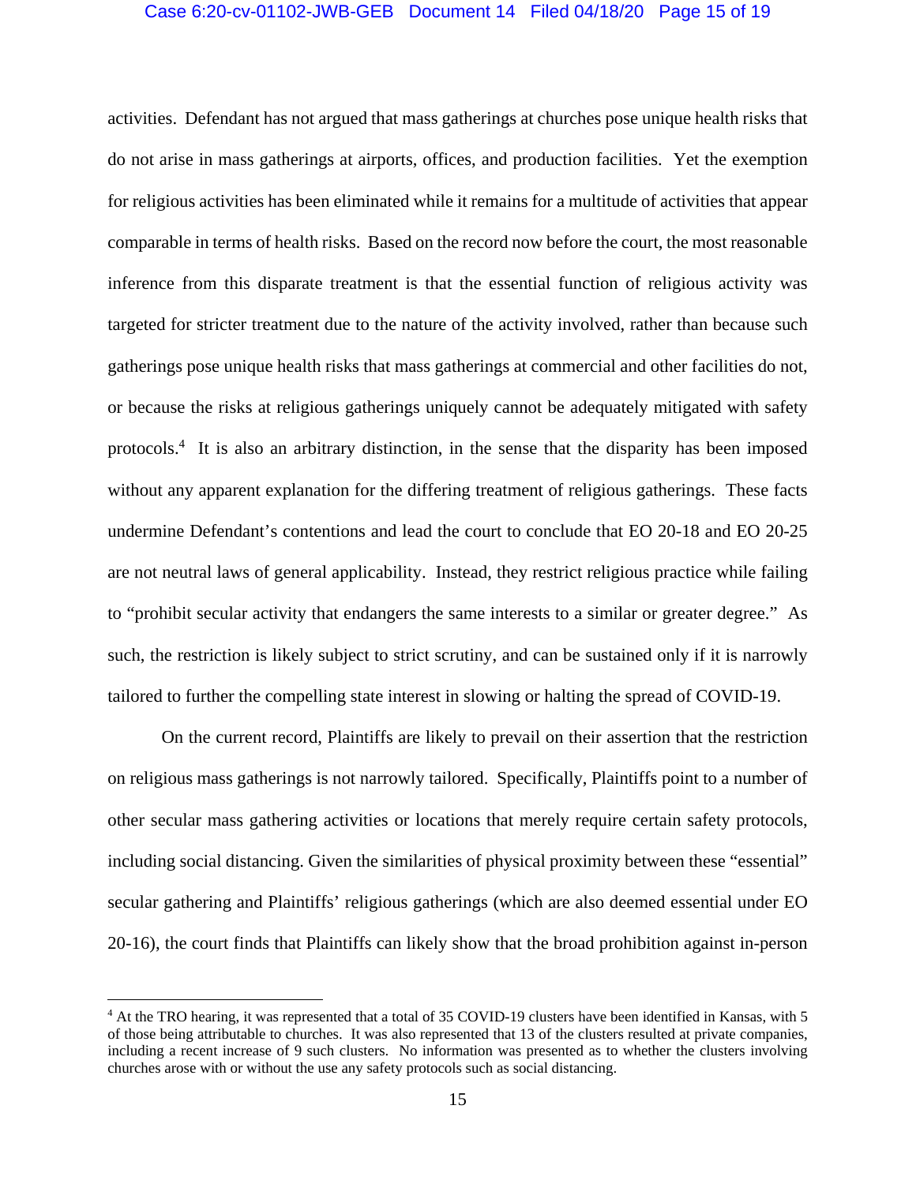activities. Defendant has not argued that mass gatherings at churches pose unique health risks that do not arise in mass gatherings at airports, offices, and production facilities. Yet the exemption for religious activities has been eliminated while it remains for a multitude of activities that appear comparable in terms of health risks. Based on the record now before the court, the most reasonable inference from this disparate treatment is that the essential function of religious activity was targeted for stricter treatment due to the nature of the activity involved, rather than because such gatherings pose unique health risks that mass gatherings at commercial and other facilities do not, or because the risks at religious gatherings uniquely cannot be adequately mitigated with safety protocols.[4] It is also an arbitrary distinction, in the sense that the disparity has been imposed without any apparent explanation for the differing treatment of religious gatherings. These facts undermine Defendant's contentions and lead the court to conclude that EO 20-18 and EO 20-25 are not neutral laws of general applicability. Instead, they restrict religious practice while failing to "prohibit secular activity that endangers the same interests to a similar or greater degree." As such, the restriction is likely subject to strict scrutiny, and can be sustained only if it is narrowly tailored to further the compelling state interest in slowing or halting the spread of COVID-19.

On the current record, Plaintiffs are likely to prevail on their assertion that the restriction on religious mass gatherings is not narrowly tailored. Specifically, Plaintiffs point to a number of other secular mass gathering activities or locations that merely require certain safety protocols, including social distancing. Given the similarities of physical proximity between these "essential" secular gathering and Plaintiffs' religious gatherings (which are also deemed essential under EO 20-16), the court finds that Plaintiffs can likely show that the broad prohibition against in-person

[4] At the TRO hearing, it was represented that a total of 35 COVID-19 clusters have been identified in Kansas, with 5 of those being attributable to churches. It was also represented that 13 of the clusters resulted at private companies, including a recent increase of 9 such clusters. No information was presented as to whether the clusters involving churches arose with or without the use any safety protocols such as social distancing.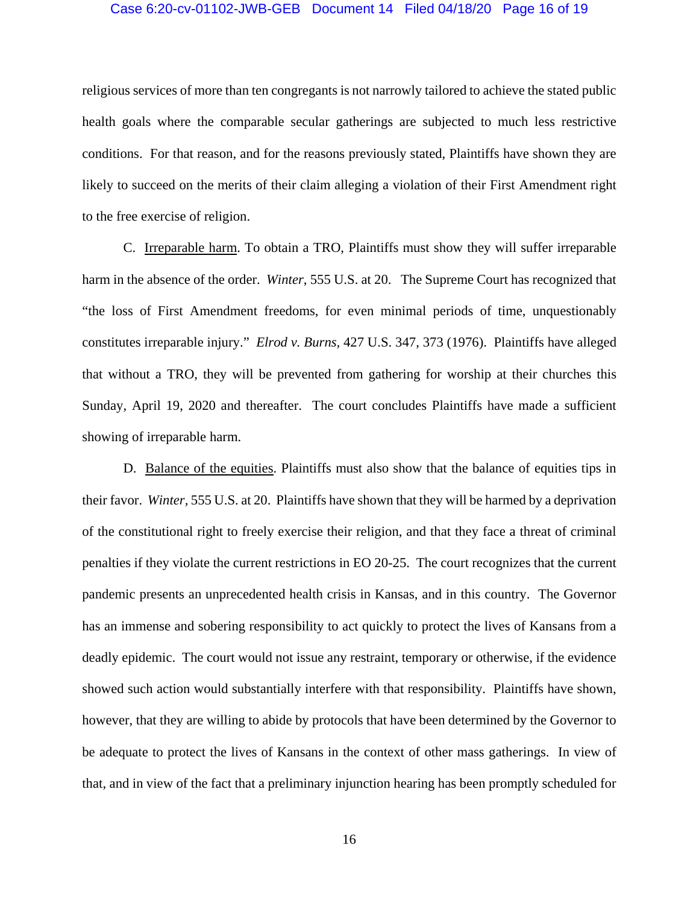religious services of more than ten congregants is not narrowly tailored to achieve the stated public health goals where the comparable secular gatherings are subjected to much less restrictive conditions. For that reason, and for the reasons previously stated, Plaintiffs have shown they are likely to succeed on the merits of their claim alleging a violation of their First Amendment right to the free exercise of religion.

C. Irreparable harm. To obtain a TRO, Plaintiffs must show they will suffer irreparable harm in the absence of the order. *Winter*, 555 U.S. at 20. The Supreme Court has recognized that "the loss of First Amendment freedoms, for even minimal periods of time, unquestionably constitutes irreparable injury." *Elrod v. Burns*, 427 U.S. 347, 373 (1976). Plaintiffs have alleged that without a TRO, they will be prevented from gathering for worship at their churches this Sunday, April 19, 2020 and thereafter. The court concludes Plaintiffs have made a sufficient showing of irreparable harm.

D. Balance of the equities. Plaintiffs must also show that the balance of equities tips in their favor. *Winter,* 555 U.S. at 20. Plaintiffs have shown that they will be harmed by a deprivation of the constitutional right to freely exercise their religion, and that they face a threat of criminal penalties if they violate the current restrictions in EO 20-25. The court recognizes that the current pandemic presents an unprecedented health crisis in Kansas, and in this country. The Governor has an immense and sobering responsibility to act quickly to protect the lives of Kansans from a deadly epidemic. The court would not issue any restraint, temporary or otherwise, if the evidence showed such action would substantially interfere with that responsibility. Plaintiffs have shown, however, that they are willing to abide by protocols that have been determined by the Governor to be adequate to protect the lives of Kansans in the context of other mass gatherings. In view of that, and in view of the fact that a preliminary injunction hearing has been promptly scheduled for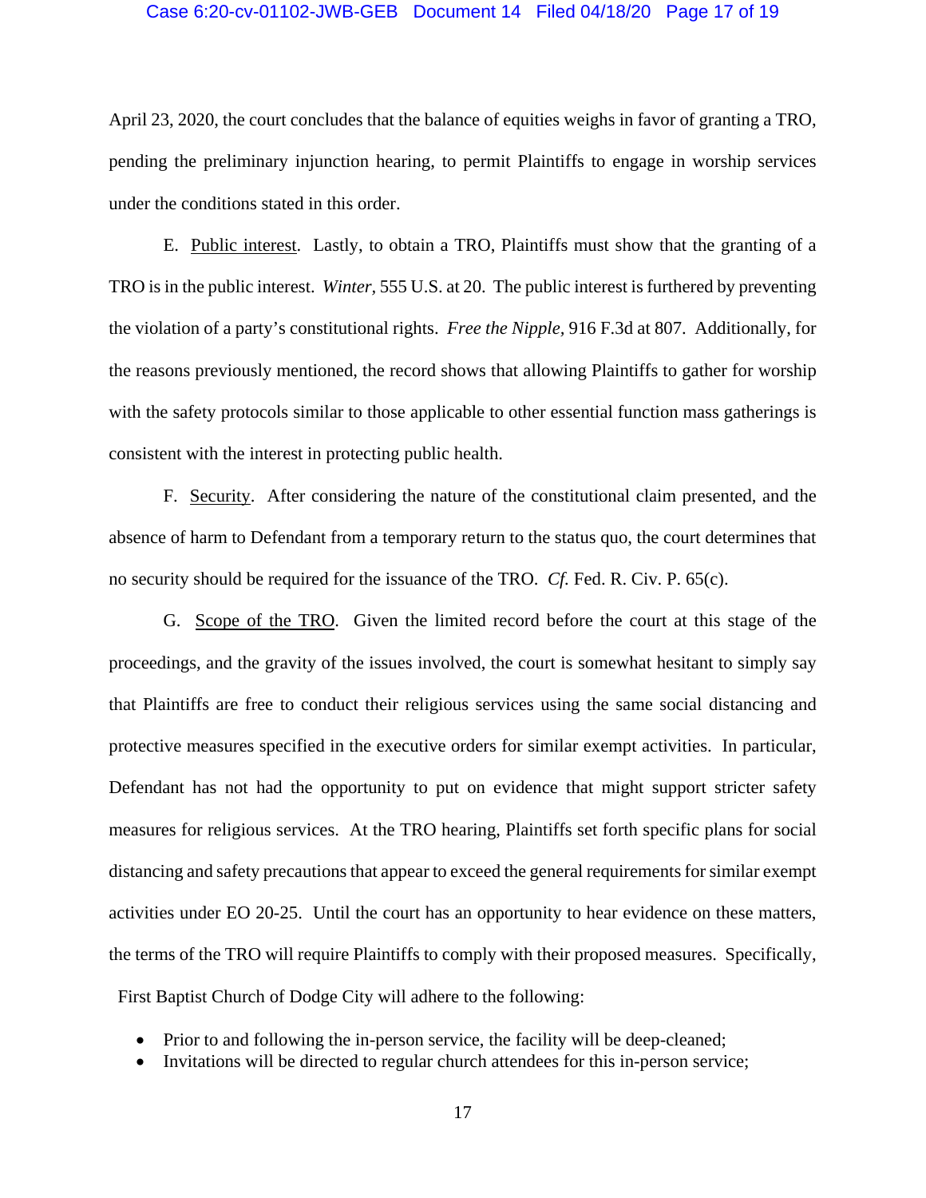April 23, 2020, the court concludes that the balance of equities weighs in favor of granting a TRO, pending the preliminary injunction hearing, to permit Plaintiffs to engage in worship services under the conditions stated in this order.

E. Public interest. Lastly, to obtain a TRO, Plaintiffs must show that the granting of a TRO is in the public interest. *Winter*, 555 U.S. at 20. The public interest is furthered by preventing the violation of a party's constitutional rights. *Free the Nipple*, 916 F.3d at 807. Additionally, for the reasons previously mentioned, the record shows that allowing Plaintiffs to gather for worship with the safety protocols similar to those applicable to other essential function mass gatherings is consistent with the interest in protecting public health.

F. Security. After considering the nature of the constitutional claim presented, and the absence of harm to Defendant from a temporary return to the status quo, the court determines that no security should be required for the issuance of the TRO. *Cf.* Fed. R. Civ. P. 65(c).

G. Scope of the TRO. Given the limited record before the court at this stage of the proceedings, and the gravity of the issues involved, the court is somewhat hesitant to simply say that Plaintiffs are free to conduct their religious services using the same social distancing and protective measures specified in the executive orders for similar exempt activities. In particular, Defendant has not had the opportunity to put on evidence that might support stricter safety measures for religious services. At the TRO hearing, Plaintiffs set forth specific plans for social distancing and safety precautions that appear to exceed the general requirements for similar exempt activities under EO 20-25. Until the court has an opportunity to hear evidence on these matters, the terms of the TRO will require Plaintiffs to comply with their proposed measures. Specifically, First Baptist Church of Dodge City will adhere to the following:

- Prior to and following the in-person service, the facility will be deep-cleaned;
- Invitations will be directed to regular church attendees for this in-person service;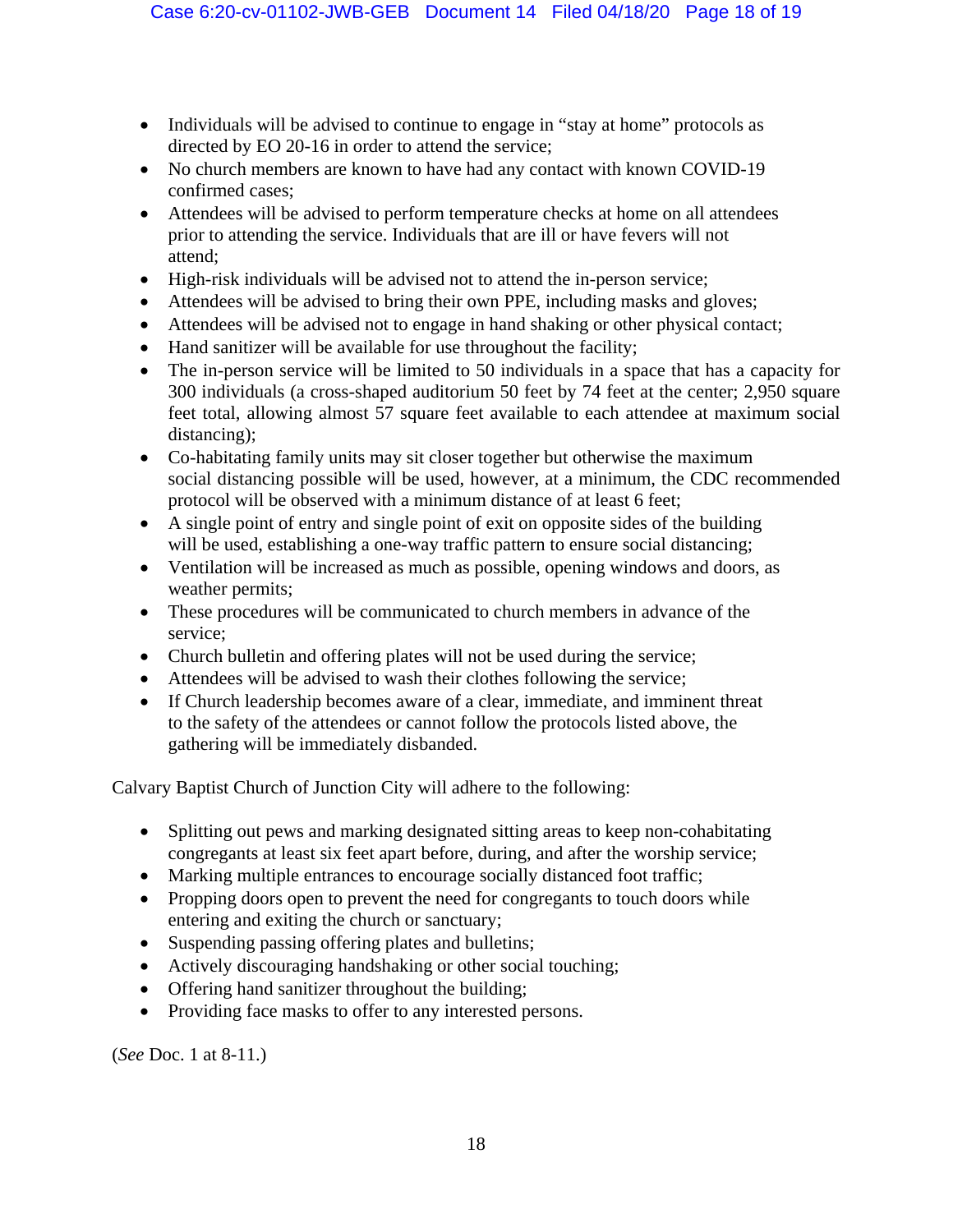- Individuals will be advised to continue to engage in "stay at home" protocols as directed by EO 20-16 in order to attend the service;
- No church members are known to have had any contact with known COVID-19 confirmed cases;
- Attendees will be advised to perform temperature checks at home on all attendees prior to attending the service. Individuals that are ill or have fevers will not attend;
- High-risk individuals will be advised not to attend the in-person service;
- Attendees will be advised to bring their own PPE, including masks and gloves;
- Attendees will be advised not to engage in hand shaking or other physical contact;
- Hand sanitizer will be available for use throughout the facility;
- The in-person service will be limited to 50 individuals in a space that has a capacity for 300 individuals (a cross-shaped auditorium 50 feet by 74 feet at the center; 2,950 square feet total, allowing almost 57 square feet available to each attendee at maximum social distancing);
- Co-habitating family units may sit closer together but otherwise the maximum social distancing possible will be used, however, at a minimum, the CDC recommended protocol will be observed with a minimum distance of at least 6 feet;
- A single point of entry and single point of exit on opposite sides of the building will be used, establishing a one-way traffic pattern to ensure social distancing;
- Ventilation will be increased as much as possible, opening windows and doors, as weather permits;
- These procedures will be communicated to church members in advance of the service;
- Church bulletin and offering plates will not be used during the service;
- Attendees will be advised to wash their clothes following the service;
- If Church leadership becomes aware of a clear, immediate, and imminent threat to the safety of the attendees or cannot follow the protocols listed above, the gathering will be immediately disbanded.

Calvary Baptist Church of Junction City will adhere to the following:

- Splitting out pews and marking designated sitting areas to keep non-cohabitating congregants at least six feet apart before, during, and after the worship service;
- Marking multiple entrances to encourage socially distanced foot traffic;
- Propping doors open to prevent the need for congregants to touch doors while entering and exiting the church or sanctuary;
- Suspending passing offering plates and bulletins;
- Actively discouraging handshaking or other social touching;
- Offering hand sanitizer throughout the building;
- Providing face masks to offer to any interested persons.

(*See* Doc. 1 at 8-11.)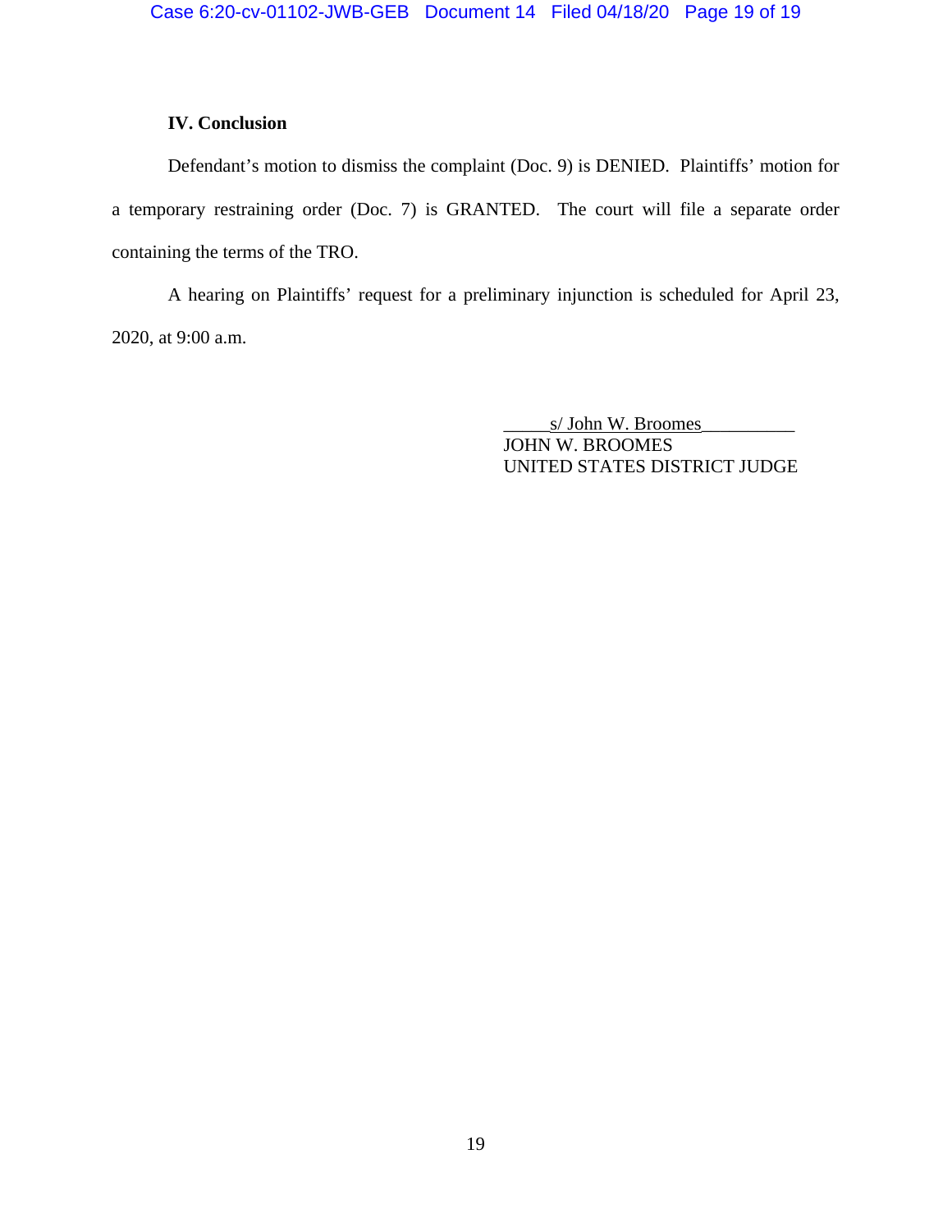## IV. Conclusion

Defendant's motion to dismiss the complaint (Doc. 9) is DENIED. Plaintiffs' motion for a temporary restraining order (Doc. 7) is GRANTED. The court will file a separate order containing the terms of the TRO.

A hearing on Plaintiffs' request for a preliminary injunction is scheduled for April 23, 2020, at 9:00 a.m.

s/ John W. Broomes
JOHN W. BROOMES
UNITED STATES DISTRICT JUDGE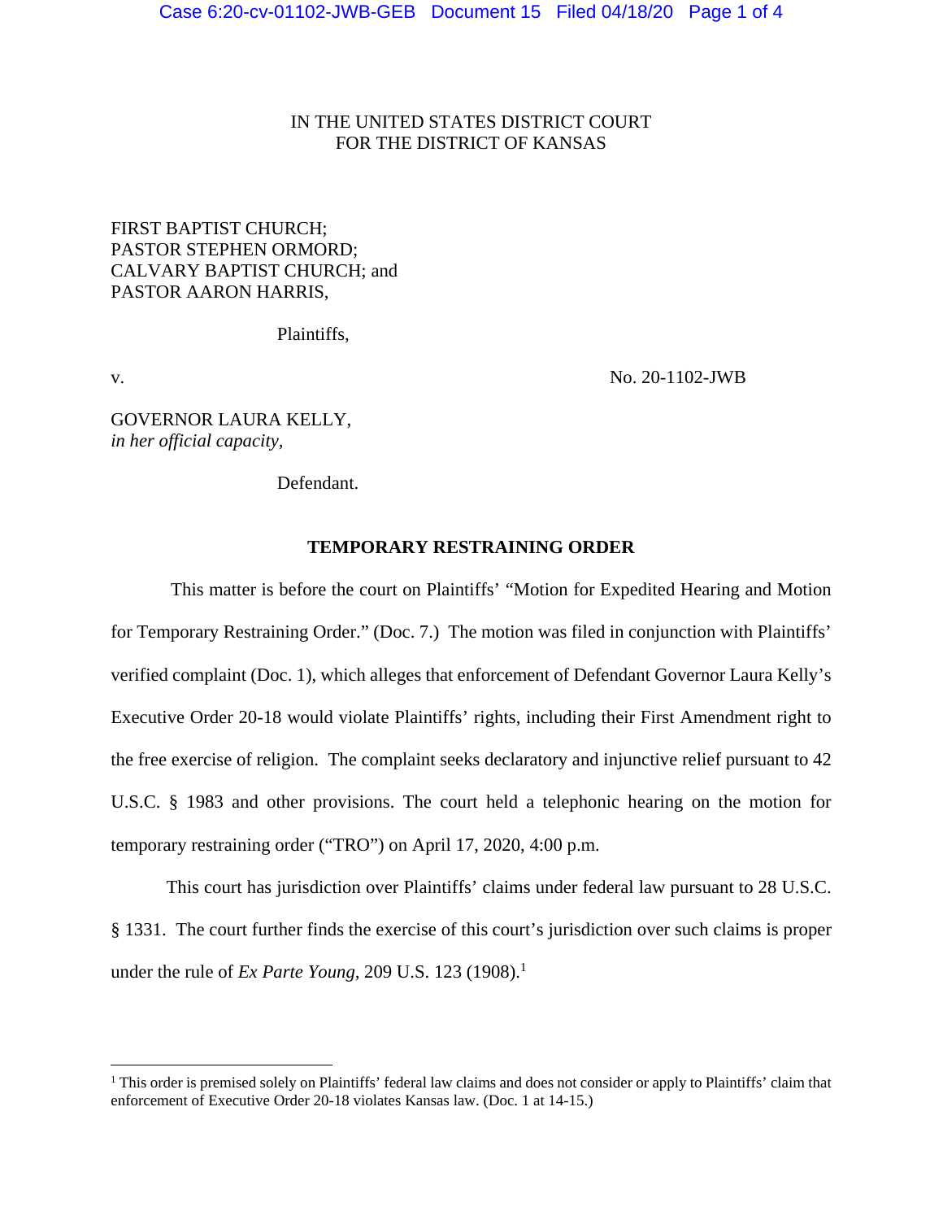IN THE UNITED STATES DISTRICT COURT
FOR THE DISTRICT OF KANSAS

FIRST BAPTIST CHURCH;
PASTOR STEPHEN ORMORD;
CALVARY BAPTIST CHURCH; and
PASTOR AARON HARRIS,

Plaintiffs,

v. No. 20-1102-JWB

GOVERNOR LAURA KELLY,
*in her official capacity*,

Defendant.

**TEMPORARY RESTRAINING ORDER**

This matter is before the court on Plaintiffs' "Motion for Expedited Hearing and Motion for Temporary Restraining Order." (Doc. 7.) The motion was filed in conjunction with Plaintiffs' verified complaint (Doc. 1), which alleges that enforcement of Defendant Governor Laura Kelly's Executive Order 20-18 would violate Plaintiffs' rights, including their First Amendment right to the free exercise of religion. The complaint seeks declaratory and injunctive relief pursuant to 42 U.S.C. § 1983 and other provisions. The court held a telephonic hearing on the motion for temporary restraining order ("TRO") on April 17, 2020, 4:00 p.m.

This court has jurisdiction over Plaintiffs' claims under federal law pursuant to 28 U.S.C. § 1331. The court further finds the exercise of this court's jurisdiction over such claims is proper under the rule of *Ex Parte Young*, 209 U.S. 123 (1908).[1]

[1] This order is premised solely on Plaintiffs' federal law claims and does not consider or apply to Plaintiffs' claim that enforcement of Executive Order 20-18 violates Kansas law. (Doc. 1 at 14-15.)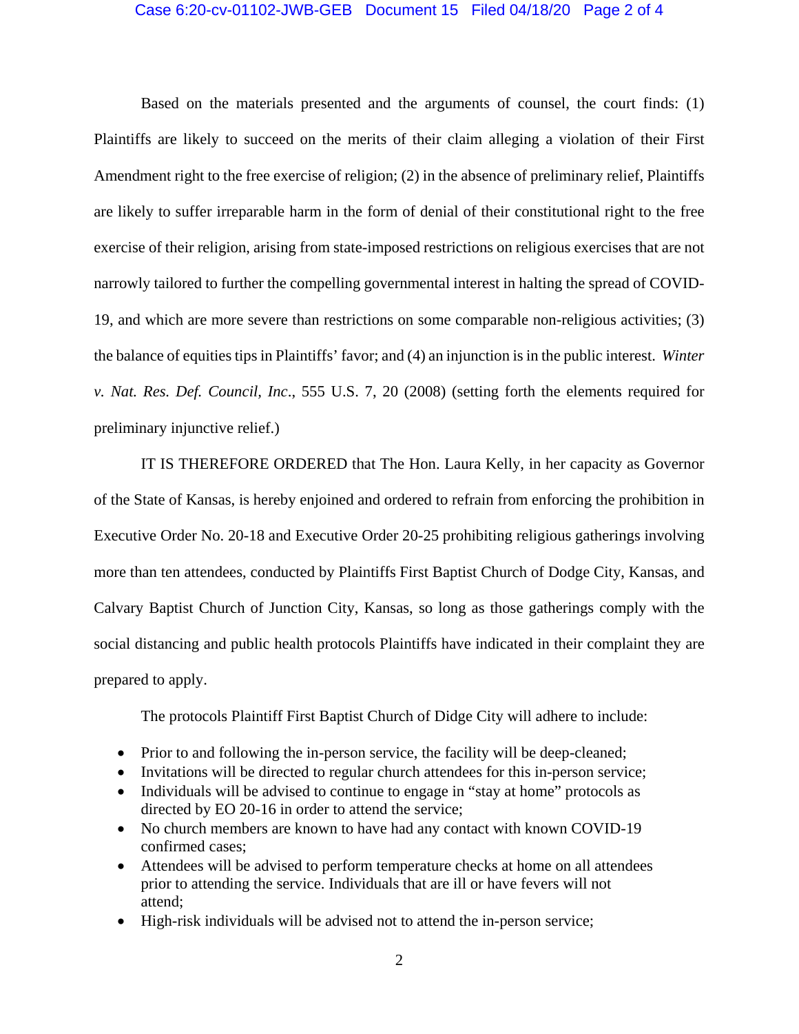Based on the materials presented and the arguments of counsel, the court finds: (1) Plaintiffs are likely to succeed on the merits of their claim alleging a violation of their First Amendment right to the free exercise of religion; (2) in the absence of preliminary relief, Plaintiffs are likely to suffer irreparable harm in the form of denial of their constitutional right to the free exercise of their religion, arising from state-imposed restrictions on religious exercises that are not narrowly tailored to further the compelling governmental interest in halting the spread of COVID-19, and which are more severe than restrictions on some comparable non-religious activities; (3) the balance of equities tips in Plaintiffs' favor; and (4) an injunction is in the public interest. *Winter v. Nat. Res. Def. Council, Inc*., 555 U.S. 7, 20 (2008) (setting forth the elements required for preliminary injunctive relief.)

IT IS THEREFORE ORDERED that The Hon. Laura Kelly, in her capacity as Governor of the State of Kansas, is hereby enjoined and ordered to refrain from enforcing the prohibition in Executive Order No. 20-18 and Executive Order 20-25 prohibiting religious gatherings involving more than ten attendees, conducted by Plaintiffs First Baptist Church of Dodge City, Kansas, and Calvary Baptist Church of Junction City, Kansas, so long as those gatherings comply with the social distancing and public health protocols Plaintiffs have indicated in their complaint they are prepared to apply.

The protocols Plaintiff First Baptist Church of Didge City will adhere to include:

- Prior to and following the in-person service, the facility will be deep-cleaned;
- Invitations will be directed to regular church attendees for this in-person service;
- Individuals will be advised to continue to engage in "stay at home" protocols as directed by EO 20-16 in order to attend the service;
- No church members are known to have had any contact with known COVID-19 confirmed cases;
- Attendees will be advised to perform temperature checks at home on all attendees prior to attending the service. Individuals that are ill or have fevers will not attend;
- High-risk individuals will be advised not to attend the in-person service;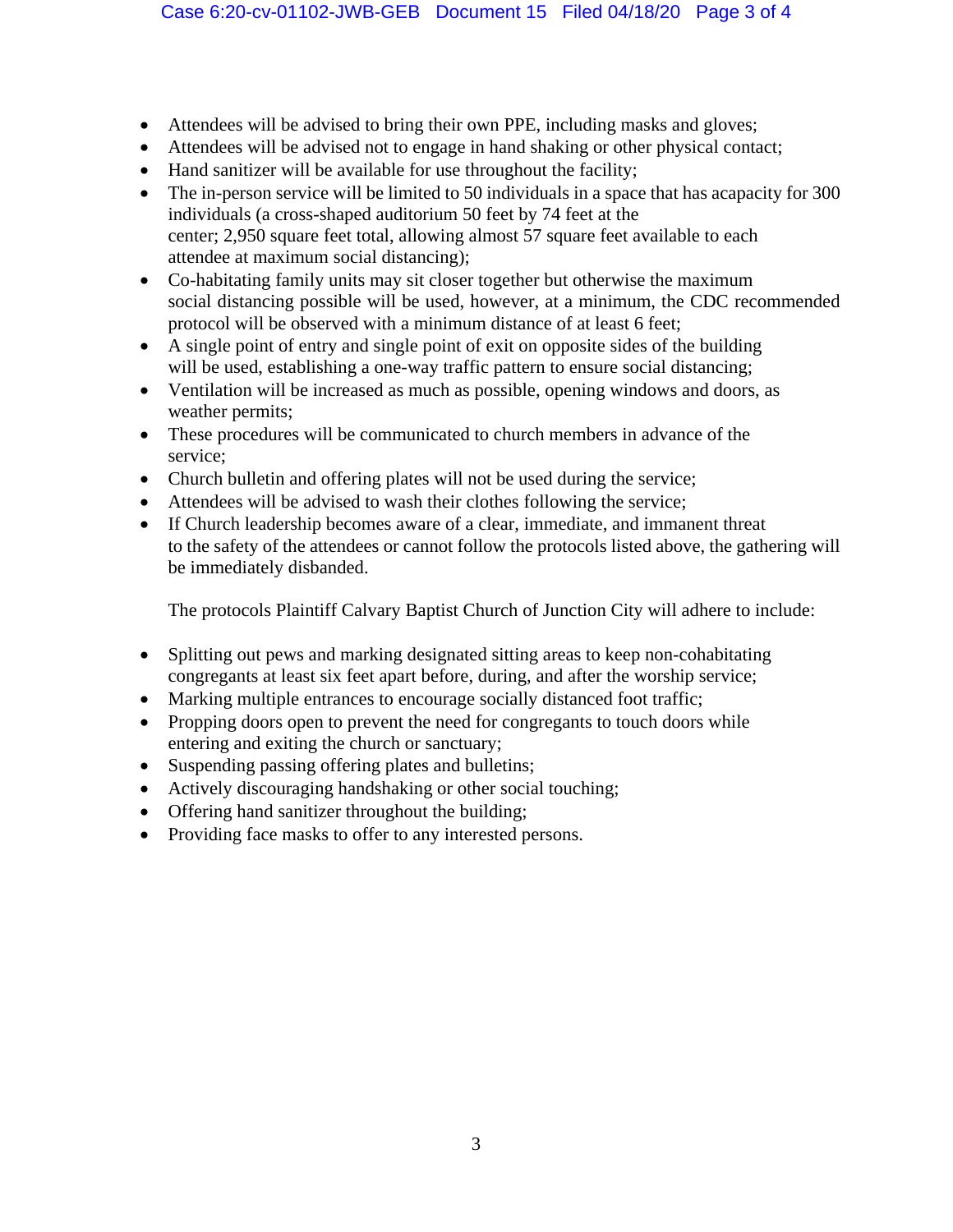- Attendees will be advised to bring their own PPE, including masks and gloves;
- Attendees will be advised not to engage in hand shaking or other physical contact;
- Hand sanitizer will be available for use throughout the facility;
- The in-person service will be limited to 50 individuals in a space that has acapacity for 300 individuals (a cross-shaped auditorium 50 feet by 74 feet at the center; 2,950 square feet total, allowing almost 57 square feet available to each attendee at maximum social distancing);
- Co-habitating family units may sit closer together but otherwise the maximum social distancing possible will be used, however, at a minimum, the CDC recommended protocol will be observed with a minimum distance of at least 6 feet;
- A single point of entry and single point of exit on opposite sides of the building will be used, establishing a one-way traffic pattern to ensure social distancing;
- Ventilation will be increased as much as possible, opening windows and doors, as weather permits;
- These procedures will be communicated to church members in advance of the service;
- Church bulletin and offering plates will not be used during the service;
- Attendees will be advised to wash their clothes following the service;
- If Church leadership becomes aware of a clear, immediate, and immanent threat to the safety of the attendees or cannot follow the protocols listed above, the gathering will be immediately disbanded.

The protocols Plaintiff Calvary Baptist Church of Junction City will adhere to include:

- Splitting out pews and marking designated sitting areas to keep non-cohabitating congregants at least six feet apart before, during, and after the worship service;
- Marking multiple entrances to encourage socially distanced foot traffic;
- Propping doors open to prevent the need for congregants to touch doors while entering and exiting the church or sanctuary;
- Suspending passing offering plates and bulletins;
- Actively discouraging handshaking or other social touching;
- Offering hand sanitizer throughout the building;
- Providing face masks to offer to any interested persons.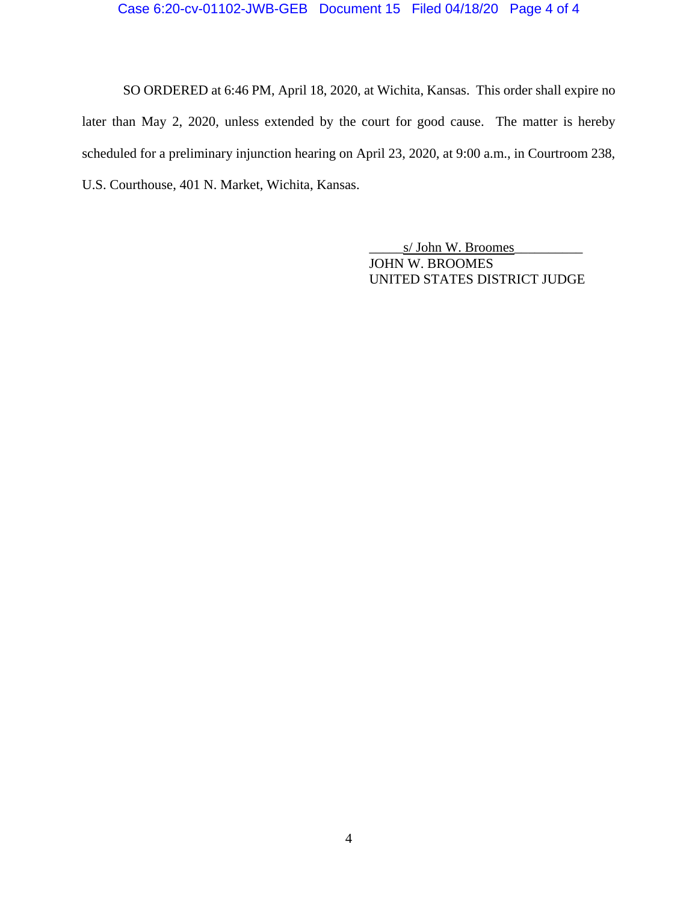SO ORDERED at 6:46 PM, April 18, 2020, at Wichita, Kansas. This order shall expire no later than May 2, 2020, unless extended by the court for good cause. The matter is hereby scheduled for a preliminary injunction hearing on April 23, 2020, at 9:00 a.m., in Courtroom 238, U.S. Courthouse, 401 N. Market, Wichita, Kansas.

s/ John W. Broomes
JOHN W. BROOMES
UNITED STATES DISTRICT JUDGE